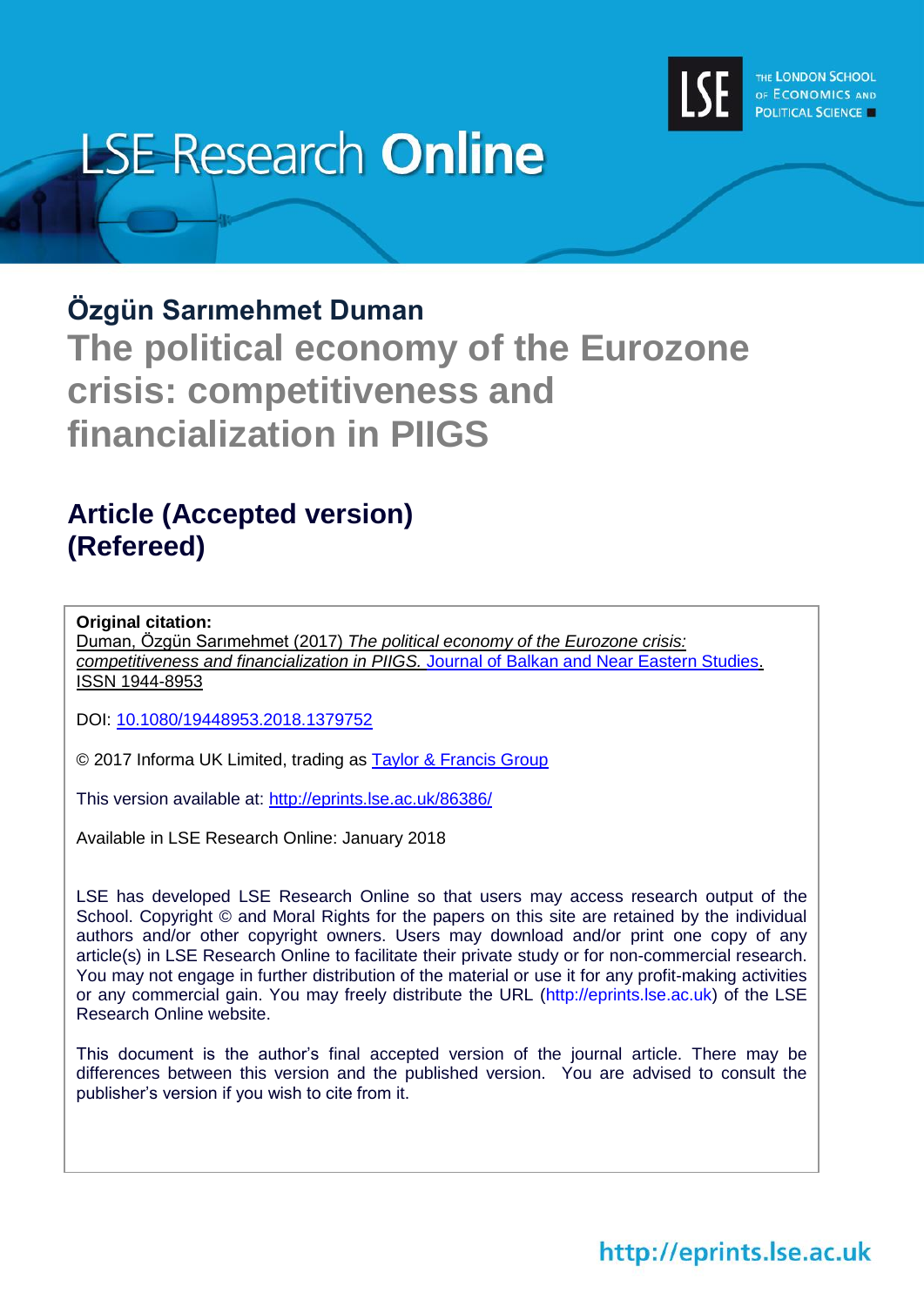# LSE Research Online

THE LONDON SCHOOL OF ECONOMICS AND POLITICAL SCIENCE

## Özgün Sarımehmet Duman

# The political economy of the Eurozone crisis: competitiveness and financialization in PIIGS

## Article (Accepted version) (Refereed)

**Original citation:**
Duman, Özgün Sarımehmet (2017) *The political economy of the Eurozone crisis: competitiveness and financialization in PIIGS.* Journal of Balkan and Near Eastern Studies. ISSN 1944-8953

DOI: 10.1080/19448953.2018.1379752

© 2017 Informa UK Limited, trading as Taylor & Francis Group

This version available at: http://eprints.lse.ac.uk/86386/

Available in LSE Research Online: January 2018

LSE has developed LSE Research Online so that users may access research output of the School. Copyright © and Moral Rights for the papers on this site are retained by the individual authors and/or other copyright owners. Users may download and/or print one copy of any article(s) in LSE Research Online to facilitate their private study or for non-commercial research. You may not engage in further distribution of the material or use it for any profit-making activities or any commercial gain. You may freely distribute the URL (http://eprints.lse.ac.uk) of the LSE Research Online website.

This document is the author's final accepted version of the journal article. There may be differences between this version and the published version. You are advised to consult the publisher's version if you wish to cite from it.

http://eprints.lse.ac.uk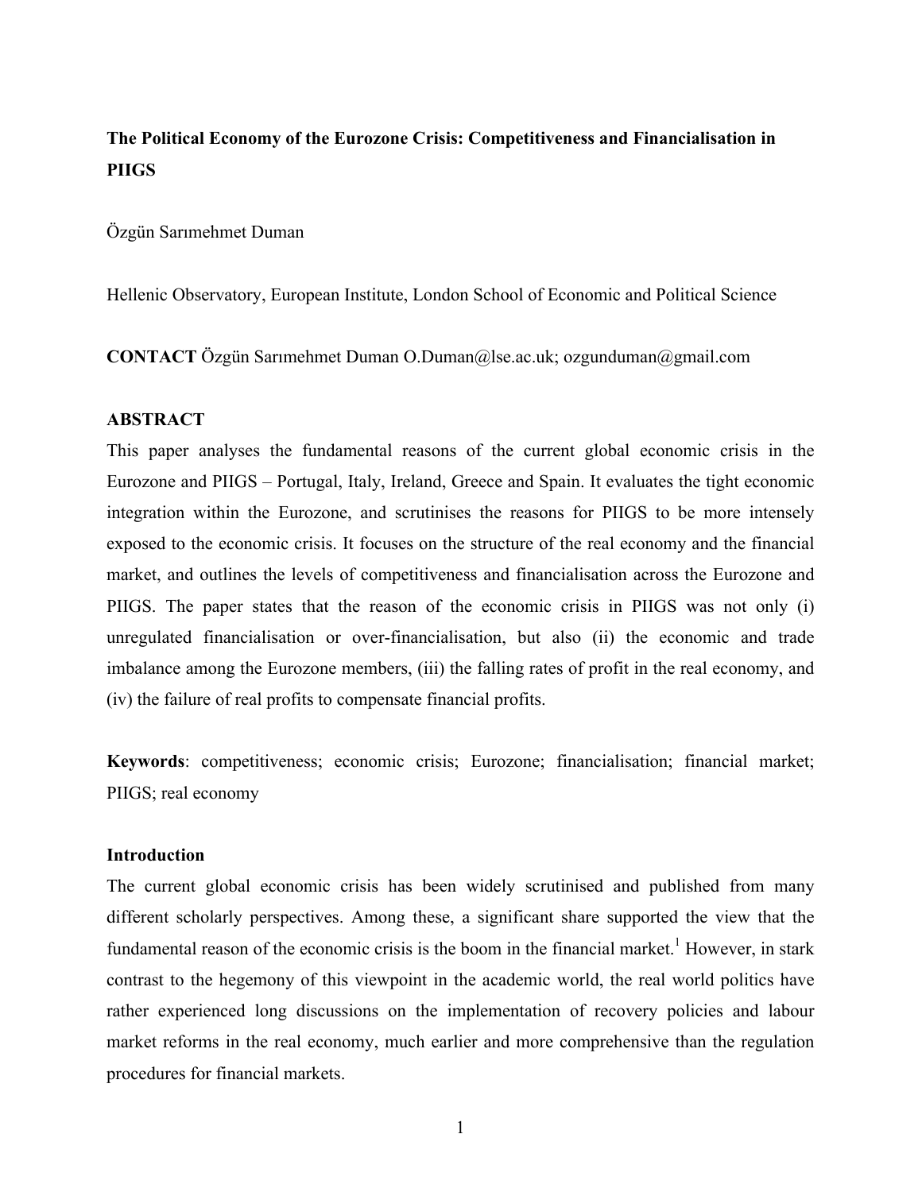**The Political Economy of the Eurozone Crisis: Competitiveness and Financialisation in PIIGS**

Özgün Sarımehmet Duman

Hellenic Observatory, European Institute, London School of Economic and Political Science

**CONTACT** Özgün Sarımehmet Duman O.Duman@lse.ac.uk; ozgunduman@gmail.com

**ABSTRACT**

This paper analyses the fundamental reasons of the current global economic crisis in the Eurozone and PIIGS – Portugal, Italy, Ireland, Greece and Spain. It evaluates the tight economic integration within the Eurozone, and scrutinises the reasons for PIIGS to be more intensely exposed to the economic crisis. It focuses on the structure of the real economy and the financial market, and outlines the levels of competitiveness and financialisation across the Eurozone and PIIGS. The paper states that the reason of the economic crisis in PIIGS was not only (i) unregulated financialisation or over-financialisation, but also (ii) the economic and trade imbalance among the Eurozone members, (iii) the falling rates of profit in the real economy, and (iv) the failure of real profits to compensate financial profits.

**Keywords**: competitiveness; economic crisis; Eurozone; financialisation; financial market; PIIGS; real economy

**Introduction**

The current global economic crisis has been widely scrutinised and published from many different scholarly perspectives. Among these, a significant share supported the view that the fundamental reason of the economic crisis is the boom in the financial market.[1] However, in stark contrast to the hegemony of this viewpoint in the academic world, the real world politics have rather experienced long discussions on the implementation of recovery policies and labour market reforms in the real economy, much earlier and more comprehensive than the regulation procedures for financial markets.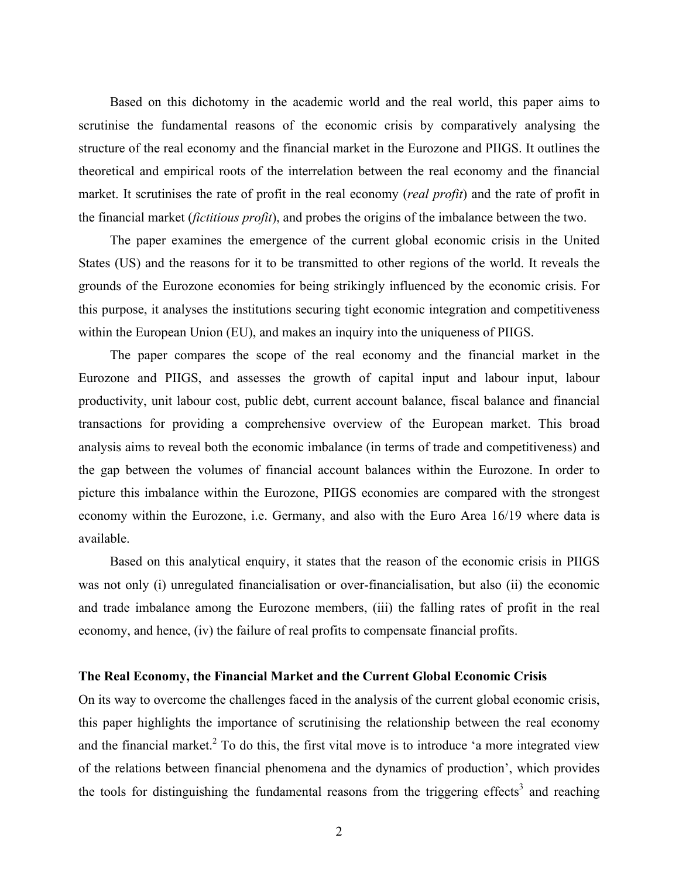Based on this dichotomy in the academic world and the real world, this paper aims to scrutinise the fundamental reasons of the economic crisis by comparatively analysing the structure of the real economy and the financial market in the Eurozone and PIIGS. It outlines the theoretical and empirical roots of the interrelation between the real economy and the financial market. It scrutinises the rate of profit in the real economy (*real profit*) and the rate of profit in the financial market (*fictitious profit*), and probes the origins of the imbalance between the two.

The paper examines the emergence of the current global economic crisis in the United States (US) and the reasons for it to be transmitted to other regions of the world. It reveals the grounds of the Eurozone economies for being strikingly influenced by the economic crisis. For this purpose, it analyses the institutions securing tight economic integration and competitiveness within the European Union (EU), and makes an inquiry into the uniqueness of PIIGS.

The paper compares the scope of the real economy and the financial market in the Eurozone and PIIGS, and assesses the growth of capital input and labour input, labour productivity, unit labour cost, public debt, current account balance, fiscal balance and financial transactions for providing a comprehensive overview of the European market. This broad analysis aims to reveal both the economic imbalance (in terms of trade and competitiveness) and the gap between the volumes of financial account balances within the Eurozone. In order to picture this imbalance within the Eurozone, PIIGS economies are compared with the strongest economy within the Eurozone, i.e. Germany, and also with the Euro Area 16/19 where data is available.

Based on this analytical enquiry, it states that the reason of the economic crisis in PIIGS was not only (i) unregulated financialisation or over-financialisation, but also (ii) the economic and trade imbalance among the Eurozone members, (iii) the falling rates of profit in the real economy, and hence, (iv) the failure of real profits to compensate financial profits.

## The Real Economy, the Financial Market and the Current Global Economic Crisis

On its way to overcome the challenges faced in the analysis of the current global economic crisis, this paper highlights the importance of scrutinising the relationship between the real economy and the financial market.[2] To do this, the first vital move is to introduce 'a more integrated view of the relations between financial phenomena and the dynamics of production', which provides the tools for distinguishing the fundamental reasons from the triggering effects[3] and reaching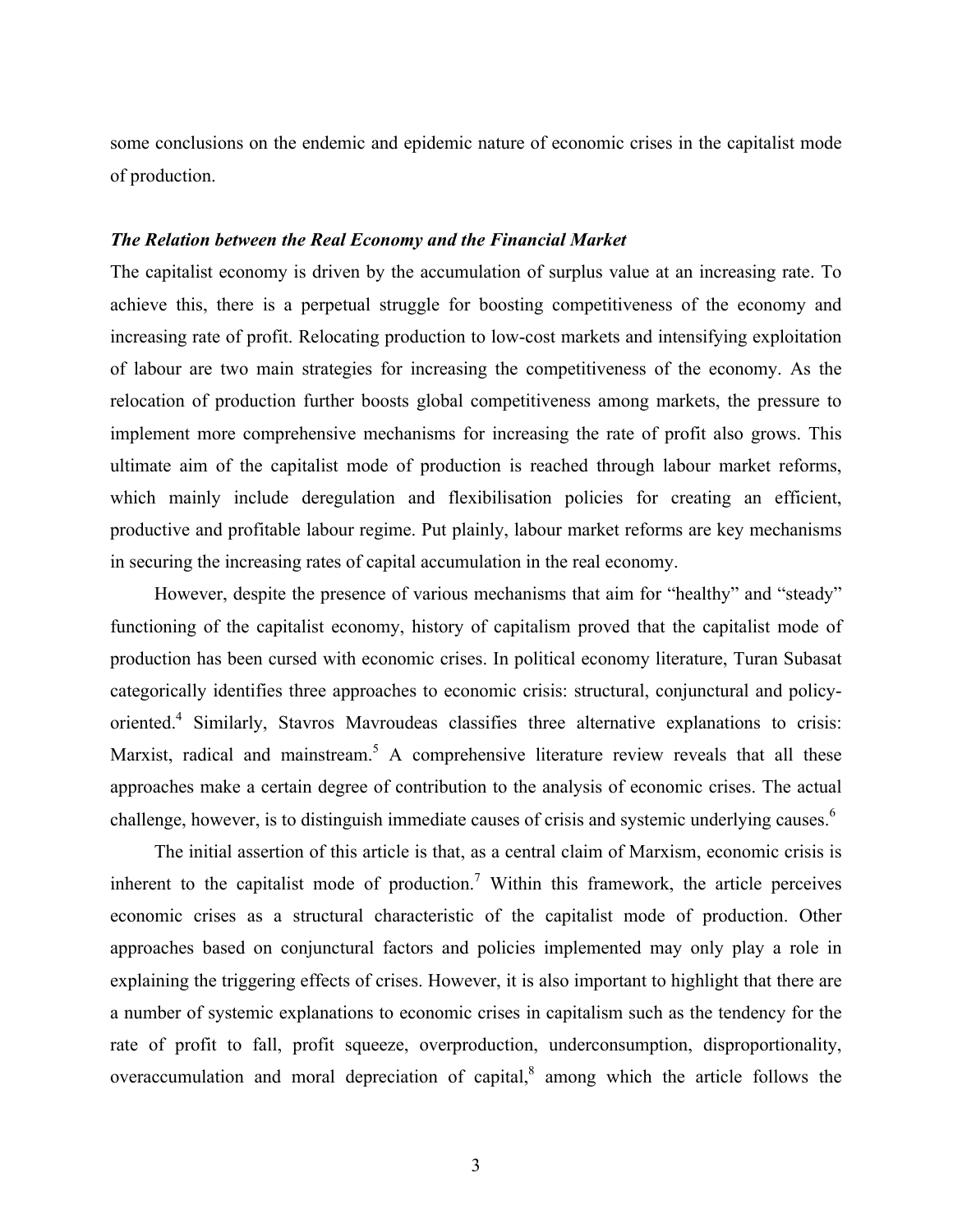some conclusions on the endemic and epidemic nature of economic crises in the capitalist mode of production.

### *The Relation between the Real Economy and the Financial Market*

The capitalist economy is driven by the accumulation of surplus value at an increasing rate. To achieve this, there is a perpetual struggle for boosting competitiveness of the economy and increasing rate of profit. Relocating production to low-cost markets and intensifying exploitation of labour are two main strategies for increasing the competitiveness of the economy. As the relocation of production further boosts global competitiveness among markets, the pressure to implement more comprehensive mechanisms for increasing the rate of profit also grows. This ultimate aim of the capitalist mode of production is reached through labour market reforms, which mainly include deregulation and flexibilisation policies for creating an efficient, productive and profitable labour regime. Put plainly, labour market reforms are key mechanisms in securing the increasing rates of capital accumulation in the real economy.

However, despite the presence of various mechanisms that aim for "healthy" and "steady" functioning of the capitalist economy, history of capitalism proved that the capitalist mode of production has been cursed with economic crises. In political economy literature, Turan Subasat categorically identifies three approaches to economic crisis: structural, conjunctural and policy-oriented.[4] Similarly, Stavros Mavroudeas classifies three alternative explanations to crisis: Marxist, radical and mainstream.[5] A comprehensive literature review reveals that all these approaches make a certain degree of contribution to the analysis of economic crises. The actual challenge, however, is to distinguish immediate causes of crisis and systemic underlying causes.[6]

The initial assertion of this article is that, as a central claim of Marxism, economic crisis is inherent to the capitalist mode of production.[7] Within this framework, the article perceives economic crises as a structural characteristic of the capitalist mode of production. Other approaches based on conjunctural factors and policies implemented may only play a role in explaining the triggering effects of crises. However, it is also important to highlight that there are a number of systemic explanations to economic crises in capitalism such as the tendency for the rate of profit to fall, profit squeeze, overproduction, underconsumption, disproportionality, overaccumulation and moral depreciation of capital,[8] among which the article follows the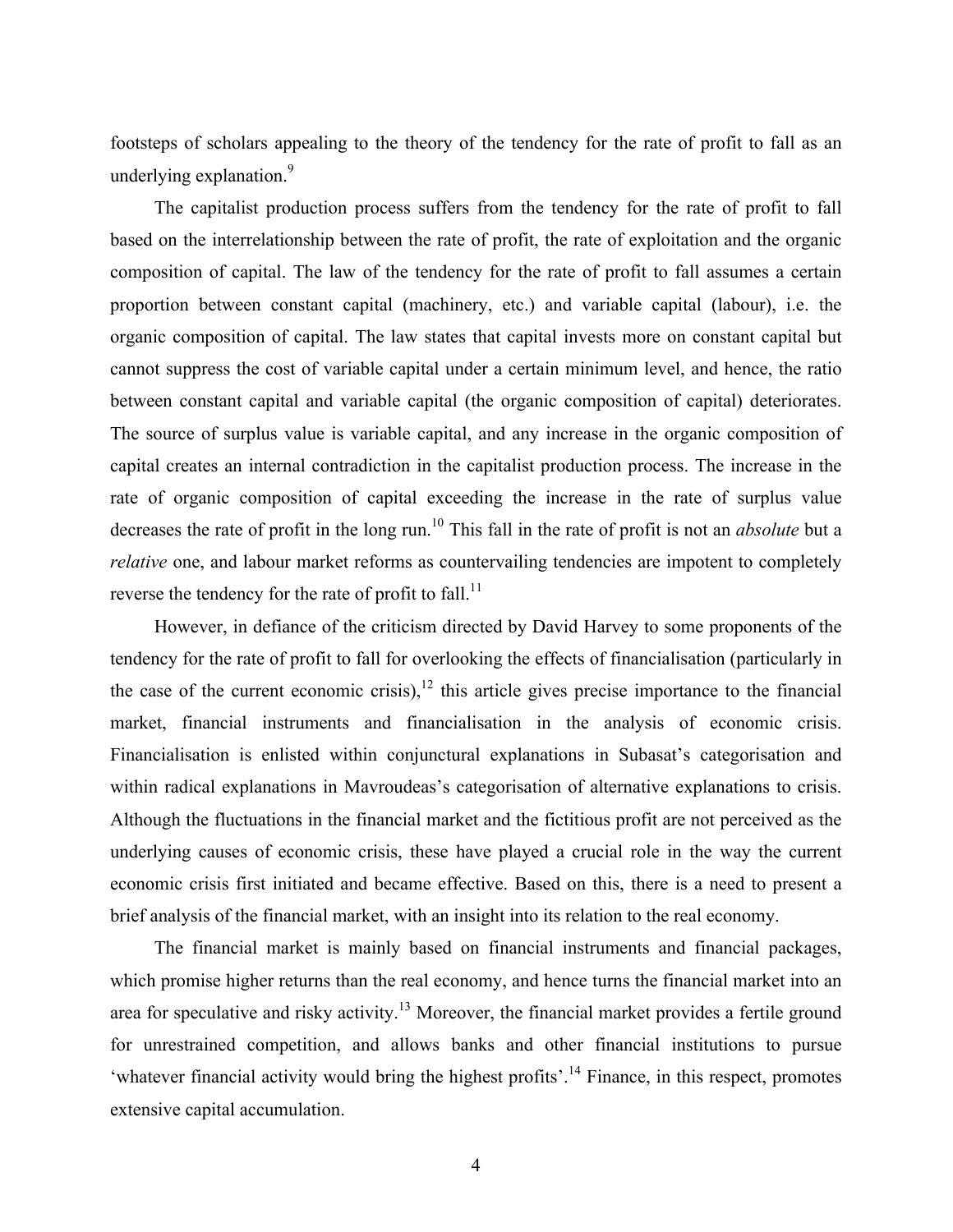footsteps of scholars appealing to the theory of the tendency for the rate of profit to fall as an underlying explanation.[9]

The capitalist production process suffers from the tendency for the rate of profit to fall based on the interrelationship between the rate of profit, the rate of exploitation and the organic composition of capital. The law of the tendency for the rate of profit to fall assumes a certain proportion between constant capital (machinery, etc.) and variable capital (labour), i.e. the organic composition of capital. The law states that capital invests more on constant capital but cannot suppress the cost of variable capital under a certain minimum level, and hence, the ratio between constant capital and variable capital (the organic composition of capital) deteriorates. The source of surplus value is variable capital, and any increase in the organic composition of capital creates an internal contradiction in the capitalist production process. The increase in the rate of organic composition of capital exceeding the increase in the rate of surplus value decreases the rate of profit in the long run.[10] This fall in the rate of profit is not an *absolute* but a *relative* one, and labour market reforms as countervailing tendencies are impotent to completely reverse the tendency for the rate of profit to fall.[11]

However, in defiance of the criticism directed by David Harvey to some proponents of the tendency for the rate of profit to fall for overlooking the effects of financialisation (particularly in the case of the current economic crisis),[12] this article gives precise importance to the financial market, financial instruments and financialisation in the analysis of economic crisis. Financialisation is enlisted within conjunctural explanations in Subasat's categorisation and within radical explanations in Mavroudeas's categorisation of alternative explanations to crisis. Although the fluctuations in the financial market and the fictitious profit are not perceived as the underlying causes of economic crisis, these have played a crucial role in the way the current economic crisis first initiated and became effective. Based on this, there is a need to present a brief analysis of the financial market, with an insight into its relation to the real economy.

The financial market is mainly based on financial instruments and financial packages, which promise higher returns than the real economy, and hence turns the financial market into an area for speculative and risky activity.[13] Moreover, the financial market provides a fertile ground for unrestrained competition, and allows banks and other financial institutions to pursue 'whatever financial activity would bring the highest profits'.[14] Finance, in this respect, promotes extensive capital accumulation.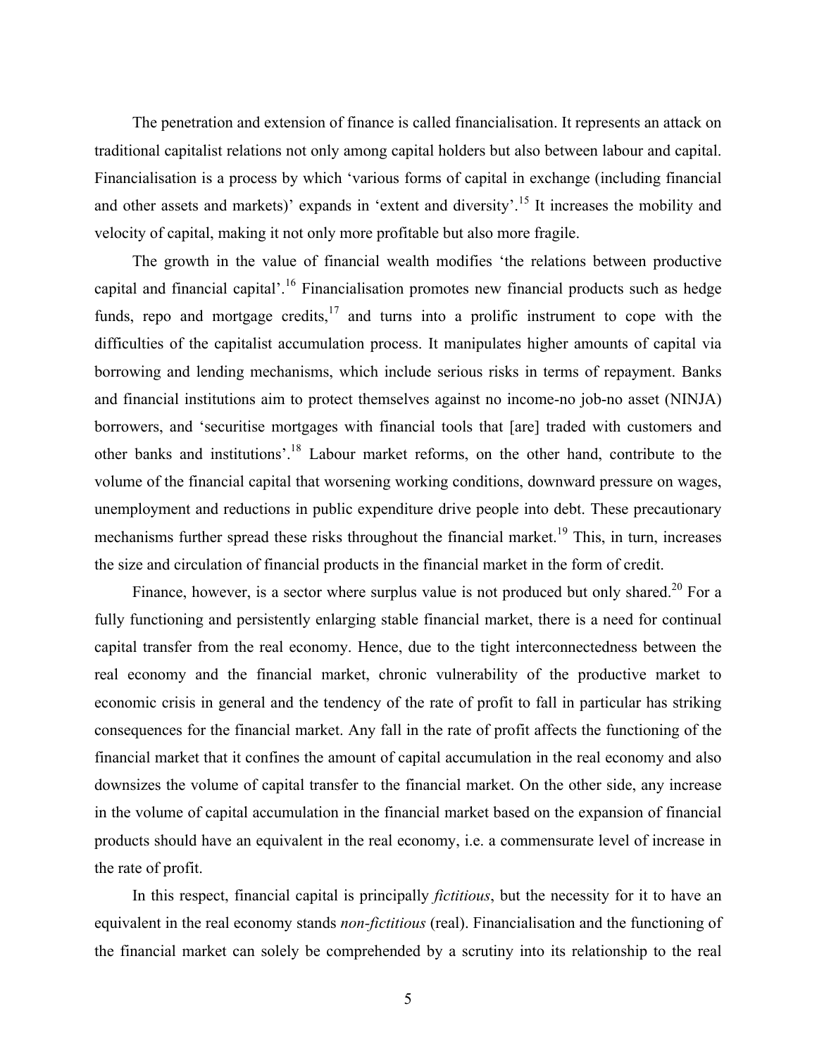The penetration and extension of finance is called financialisation. It represents an attack on traditional capitalist relations not only among capital holders but also between labour and capital. Financialisation is a process by which 'various forms of capital in exchange (including financial and other assets and markets)' expands in 'extent and diversity'.[15] It increases the mobility and velocity of capital, making it not only more profitable but also more fragile.

The growth in the value of financial wealth modifies 'the relations between productive capital and financial capital'.[16] Financialisation promotes new financial products such as hedge funds, repo and mortgage credits,[17] and turns into a prolific instrument to cope with the difficulties of the capitalist accumulation process. It manipulates higher amounts of capital via borrowing and lending mechanisms, which include serious risks in terms of repayment. Banks and financial institutions aim to protect themselves against no income-no job-no asset (NINJA) borrowers, and 'securitise mortgages with financial tools that [are] traded with customers and other banks and institutions'.[18] Labour market reforms, on the other hand, contribute to the volume of the financial capital that worsening working conditions, downward pressure on wages, unemployment and reductions in public expenditure drive people into debt. These precautionary mechanisms further spread these risks throughout the financial market.[19] This, in turn, increases the size and circulation of financial products in the financial market in the form of credit.

Finance, however, is a sector where surplus value is not produced but only shared.[20] For a fully functioning and persistently enlarging stable financial market, there is a need for continual capital transfer from the real economy. Hence, due to the tight interconnectedness between the real economy and the financial market, chronic vulnerability of the productive market to economic crisis in general and the tendency of the rate of profit to fall in particular has striking consequences for the financial market. Any fall in the rate of profit affects the functioning of the financial market that it confines the amount of capital accumulation in the real economy and also downsizes the volume of capital transfer to the financial market. On the other side, any increase in the volume of capital accumulation in the financial market based on the expansion of financial products should have an equivalent in the real economy, i.e. a commensurate level of increase in the rate of profit.

In this respect, financial capital is principally *fictitious*, but the necessity for it to have an equivalent in the real economy stands *non-fictitious* (real). Financialisation and the functioning of the financial market can solely be comprehended by a scrutiny into its relationship to the real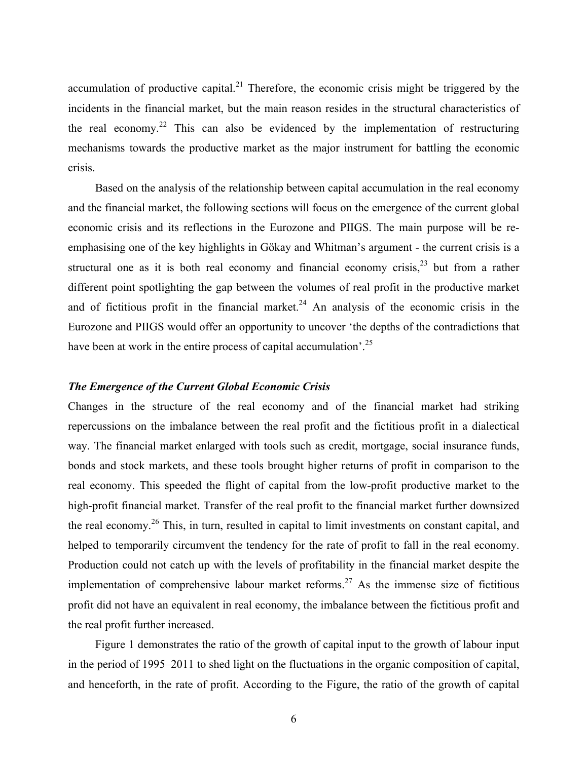accumulation of productive capital.[21] Therefore, the economic crisis might be triggered by the incidents in the financial market, but the main reason resides in the structural characteristics of the real economy.[22] This can also be evidenced by the implementation of restructuring mechanisms towards the productive market as the major instrument for battling the economic crisis.

Based on the analysis of the relationship between capital accumulation in the real economy and the financial market, the following sections will focus on the emergence of the current global economic crisis and its reflections in the Eurozone and PIIGS. The main purpose will be re-emphasising one of the key highlights in Gökay and Whitman's argument - the current crisis is a structural one as it is both real economy and financial economy crisis,[23] but from a rather different point spotlighting the gap between the volumes of real profit in the productive market and of fictitious profit in the financial market.[24] An analysis of the economic crisis in the Eurozone and PIIGS would offer an opportunity to uncover 'the depths of the contradictions that have been at work in the entire process of capital accumulation'.[25]

### *The Emergence of the Current Global Economic Crisis*

Changes in the structure of the real economy and of the financial market had striking repercussions on the imbalance between the real profit and the fictitious profit in a dialectical way. The financial market enlarged with tools such as credit, mortgage, social insurance funds, bonds and stock markets, and these tools brought higher returns of profit in comparison to the real economy. This speeded the flight of capital from the low-profit productive market to the high-profit financial market. Transfer of the real profit to the financial market further downsized the real economy.[26] This, in turn, resulted in capital to limit investments on constant capital, and helped to temporarily circumvent the tendency for the rate of profit to fall in the real economy. Production could not catch up with the levels of profitability in the financial market despite the implementation of comprehensive labour market reforms.[27] As the immense size of fictitious profit did not have an equivalent in real economy, the imbalance between the fictitious profit and the real profit further increased.

Figure 1 demonstrates the ratio of the growth of capital input to the growth of labour input in the period of 1995–2011 to shed light on the fluctuations in the organic composition of capital, and henceforth, in the rate of profit. According to the Figure, the ratio of the growth of capital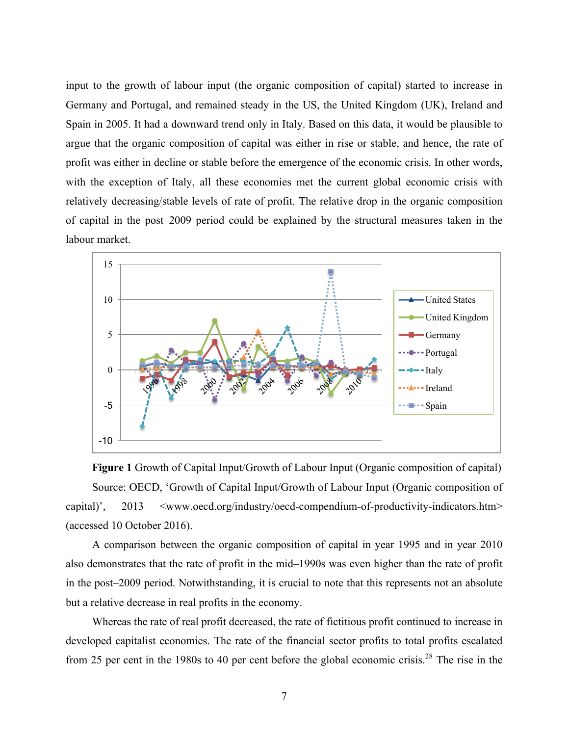input to the growth of labour input (the organic composition of capital) started to increase in Germany and Portugal, and remained steady in the US, the United Kingdom (UK), Ireland and Spain in 2005. It had a downward trend only in Italy. Based on this data, it would be plausible to argue that the organic composition of capital was either in rise or stable, and hence, the rate of profit was either in decline or stable before the emergence of the economic crisis. In other words, with the exception of Italy, all these economies met the current global economic crisis with relatively decreasing/stable levels of rate of profit. The relative drop in the organic composition of capital in the post–2009 period could be explained by the structural measures taken in the labour market.

**Figure 1** Growth of Capital Input/Growth of Labour Input (Organic composition of capital)

Source: OECD, 'Growth of Capital Input/Growth of Labour Input (Organic composition of capital)', 2013 <www.oecd.org/industry/oecd-compendium-of-productivity-indicators.htm> (accessed 10 October 2016).

A comparison between the organic composition of capital in year 1995 and in year 2010 also demonstrates that the rate of profit in the mid–1990s was even higher than the rate of profit in the post–2009 period. Notwithstanding, it is crucial to note that this represents not an absolute but a relative decrease in real profits in the economy.

Whereas the rate of real profit decreased, the rate of fictitious profit continued to increase in developed capitalist economies. The rate of the financial sector profits to total profits escalated from 25 per cent in the 1980s to 40 per cent before the global economic crisis.[28] The rise in the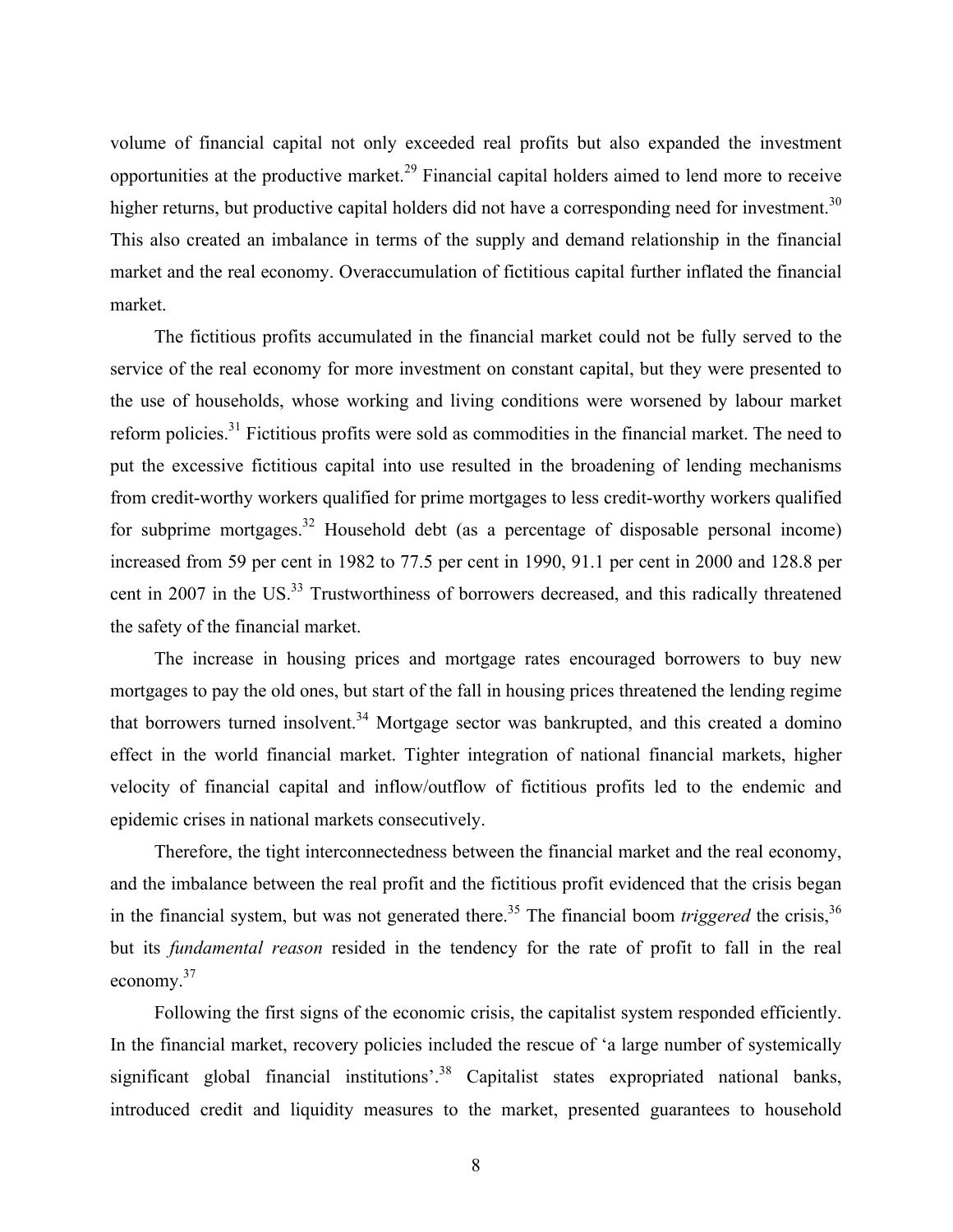volume of financial capital not only exceeded real profits but also expanded the investment opportunities at the productive market.[29] Financial capital holders aimed to lend more to receive higher returns, but productive capital holders did not have a corresponding need for investment.[30] This also created an imbalance in terms of the supply and demand relationship in the financial market and the real economy. Overaccumulation of fictitious capital further inflated the financial market.

The fictitious profits accumulated in the financial market could not be fully served to the service of the real economy for more investment on constant capital, but they were presented to the use of households, whose working and living conditions were worsened by labour market reform policies.[31] Fictitious profits were sold as commodities in the financial market. The need to put the excessive fictitious capital into use resulted in the broadening of lending mechanisms from credit-worthy workers qualified for prime mortgages to less credit-worthy workers qualified for subprime mortgages.[32] Household debt (as a percentage of disposable personal income) increased from 59 per cent in 1982 to 77.5 per cent in 1990, 91.1 per cent in 2000 and 128.8 per cent in 2007 in the US.[33] Trustworthiness of borrowers decreased, and this radically threatened the safety of the financial market.

The increase in housing prices and mortgage rates encouraged borrowers to buy new mortgages to pay the old ones, but start of the fall in housing prices threatened the lending regime that borrowers turned insolvent.[34] Mortgage sector was bankrupted, and this created a domino effect in the world financial market. Tighter integration of national financial markets, higher velocity of financial capital and inflow/outflow of fictitious profits led to the endemic and epidemic crises in national markets consecutively.

Therefore, the tight interconnectedness between the financial market and the real economy, and the imbalance between the real profit and the fictitious profit evidenced that the crisis began in the financial system, but was not generated there.[35] The financial boom *triggered* the crisis,[36] but its *fundamental reason* resided in the tendency for the rate of profit to fall in the real economy.[37]

Following the first signs of the economic crisis, the capitalist system responded efficiently. In the financial market, recovery policies included the rescue of 'a large number of systemically significant global financial institutions'.[38] Capitalist states expropriated national banks, introduced credit and liquidity measures to the market, presented guarantees to household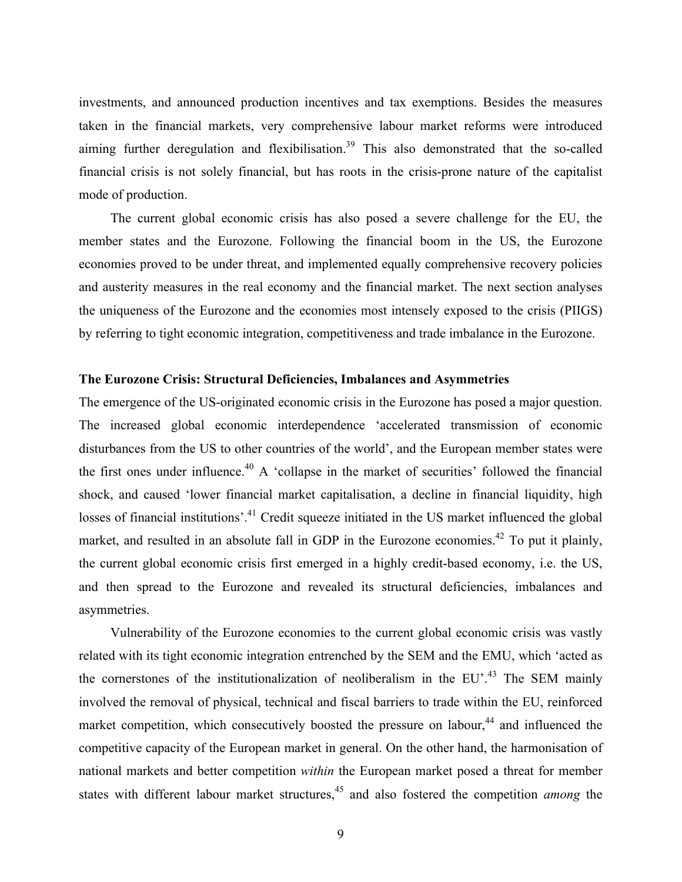investments, and announced production incentives and tax exemptions. Besides the measures taken in the financial markets, very comprehensive labour market reforms were introduced aiming further deregulation and flexibilisation.[39] This also demonstrated that the so-called financial crisis is not solely financial, but has roots in the crisis-prone nature of the capitalist mode of production.

The current global economic crisis has also posed a severe challenge for the EU, the member states and the Eurozone. Following the financial boom in the US, the Eurozone economies proved to be under threat, and implemented equally comprehensive recovery policies and austerity measures in the real economy and the financial market. The next section analyses the uniqueness of the Eurozone and the economies most intensely exposed to the crisis (PIIGS) by referring to tight economic integration, competitiveness and trade imbalance in the Eurozone.

**The Eurozone Crisis: Structural Deficiencies, Imbalances and Asymmetries**

The emergence of the US-originated economic crisis in the Eurozone has posed a major question. The increased global economic interdependence 'accelerated transmission of economic disturbances from the US to other countries of the world', and the European member states were the first ones under influence.[40] A 'collapse in the market of securities' followed the financial shock, and caused 'lower financial market capitalisation, a decline in financial liquidity, high losses of financial institutions'.[41] Credit squeeze initiated in the US market influenced the global market, and resulted in an absolute fall in GDP in the Eurozone economies.[42] To put it plainly, the current global economic crisis first emerged in a highly credit-based economy, i.e. the US, and then spread to the Eurozone and revealed its structural deficiencies, imbalances and asymmetries.

Vulnerability of the Eurozone economies to the current global economic crisis was vastly related with its tight economic integration entrenched by the SEM and the EMU, which 'acted as the cornerstones of the institutionalization of neoliberalism in the EU'.[43] The SEM mainly involved the removal of physical, technical and fiscal barriers to trade within the EU, reinforced market competition, which consecutively boosted the pressure on labour,[44] and influenced the competitive capacity of the European market in general. On the other hand, the harmonisation of national markets and better competition *within* the European market posed a threat for member states with different labour market structures,[45] and also fostered the competition *among* the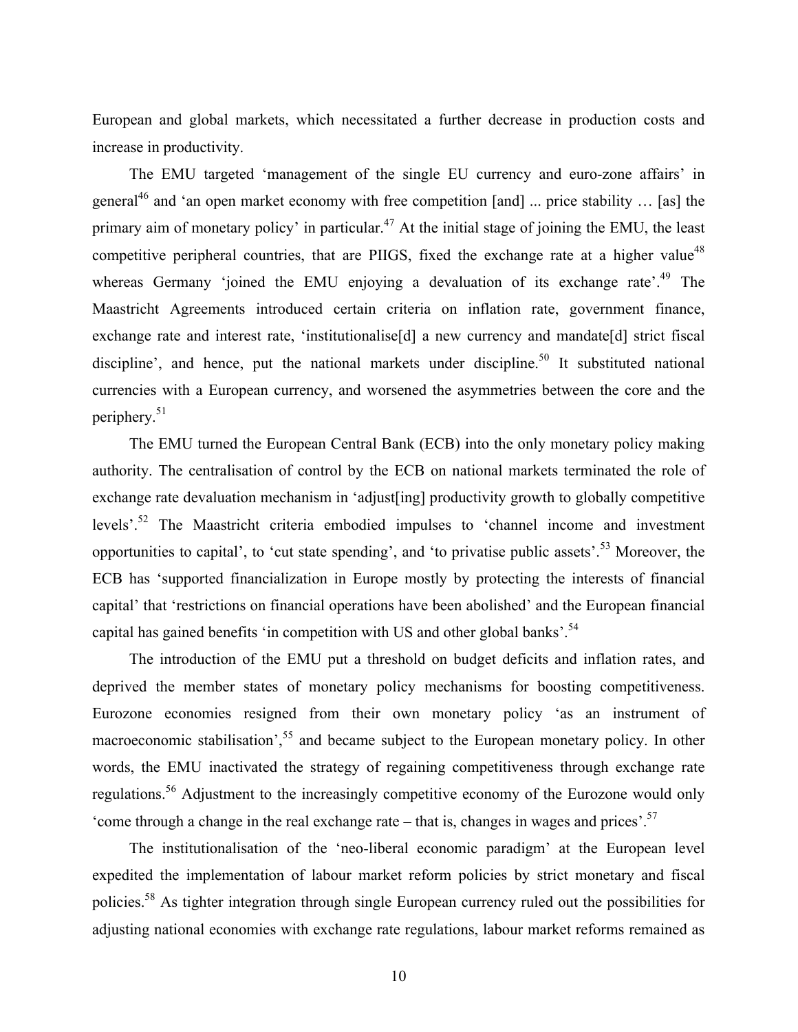European and global markets, which necessitated a further decrease in production costs and increase in productivity.

The EMU targeted 'management of the single EU currency and euro-zone affairs' in general[46] and 'an open market economy with free competition [and] ... price stability … [as] the primary aim of monetary policy' in particular.[47] At the initial stage of joining the EMU, the least competitive peripheral countries, that are PIIGS, fixed the exchange rate at a higher value[48] whereas Germany 'joined the EMU enjoying a devaluation of its exchange rate'.[49] The Maastricht Agreements introduced certain criteria on inflation rate, government finance, exchange rate and interest rate, 'institutionalise[d] a new currency and mandate[d] strict fiscal discipline', and hence, put the national markets under discipline.[50] It substituted national currencies with a European currency, and worsened the asymmetries between the core and the periphery.[51]

The EMU turned the European Central Bank (ECB) into the only monetary policy making authority. The centralisation of control by the ECB on national markets terminated the role of exchange rate devaluation mechanism in 'adjust[ing] productivity growth to globally competitive levels'.[52] The Maastricht criteria embodied impulses to 'channel income and investment opportunities to capital', to 'cut state spending', and 'to privatise public assets'.[53] Moreover, the ECB has 'supported financialization in Europe mostly by protecting the interests of financial capital' that 'restrictions on financial operations have been abolished' and the European financial capital has gained benefits 'in competition with US and other global banks'.[54]

The introduction of the EMU put a threshold on budget deficits and inflation rates, and deprived the member states of monetary policy mechanisms for boosting competitiveness. Eurozone economies resigned from their own monetary policy 'as an instrument of macroeconomic stabilisation',[55] and became subject to the European monetary policy. In other words, the EMU inactivated the strategy of regaining competitiveness through exchange rate regulations.[56] Adjustment to the increasingly competitive economy of the Eurozone would only 'come through a change in the real exchange rate – that is, changes in wages and prices'.[57]

The institutionalisation of the 'neo-liberal economic paradigm' at the European level expedited the implementation of labour market reform policies by strict monetary and fiscal policies.[58] As tighter integration through single European currency ruled out the possibilities for adjusting national economies with exchange rate regulations, labour market reforms remained as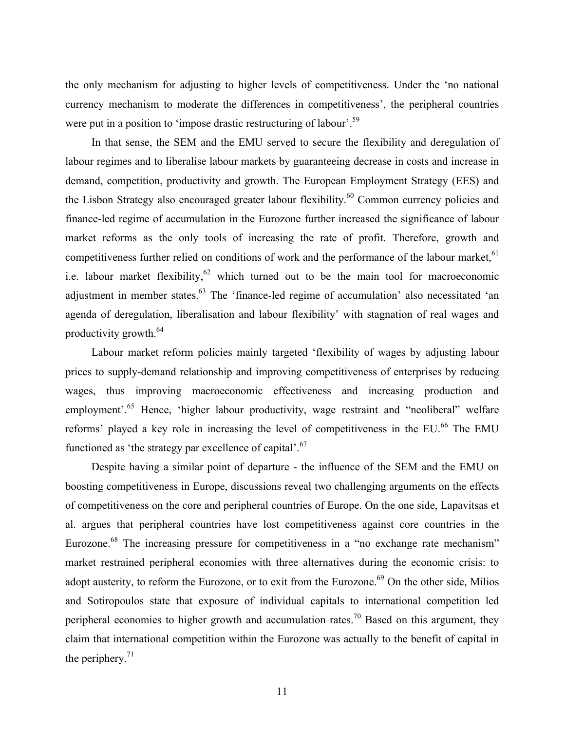the only mechanism for adjusting to higher levels of competitiveness. Under the 'no national currency mechanism to moderate the differences in competitiveness', the peripheral countries were put in a position to 'impose drastic restructuring of labour'.[59]

In that sense, the SEM and the EMU served to secure the flexibility and deregulation of labour regimes and to liberalise labour markets by guaranteeing decrease in costs and increase in demand, competition, productivity and growth. The European Employment Strategy (EES) and the Lisbon Strategy also encouraged greater labour flexibility.[60] Common currency policies and finance-led regime of accumulation in the Eurozone further increased the significance of labour market reforms as the only tools of increasing the rate of profit. Therefore, growth and competitiveness further relied on conditions of work and the performance of the labour market,[61] i.e. labour market flexibility,[62] which turned out to be the main tool for macroeconomic adjustment in member states.[63] The 'finance-led regime of accumulation' also necessitated 'an agenda of deregulation, liberalisation and labour flexibility' with stagnation of real wages and productivity growth.[64]

Labour market reform policies mainly targeted 'flexibility of wages by adjusting labour prices to supply-demand relationship and improving competitiveness of enterprises by reducing wages, thus improving macroeconomic effectiveness and increasing production and employment'.[65] Hence, 'higher labour productivity, wage restraint and "neoliberal" welfare reforms' played a key role in increasing the level of competitiveness in the EU.[66] The EMU functioned as 'the strategy par excellence of capital'.[67]

Despite having a similar point of departure - the influence of the SEM and the EMU on boosting competitiveness in Europe, discussions reveal two challenging arguments on the effects of competitiveness on the core and peripheral countries of Europe. On the one side, Lapavitsas et al. argues that peripheral countries have lost competitiveness against core countries in the Eurozone.[68] The increasing pressure for competitiveness in a "no exchange rate mechanism" market restrained peripheral economies with three alternatives during the economic crisis: to adopt austerity, to reform the Eurozone, or to exit from the Eurozone.[69] On the other side, Milios and Sotiropoulos state that exposure of individual capitals to international competition led peripheral economies to higher growth and accumulation rates.[70] Based on this argument, they claim that international competition within the Eurozone was actually to the benefit of capital in the periphery.[71]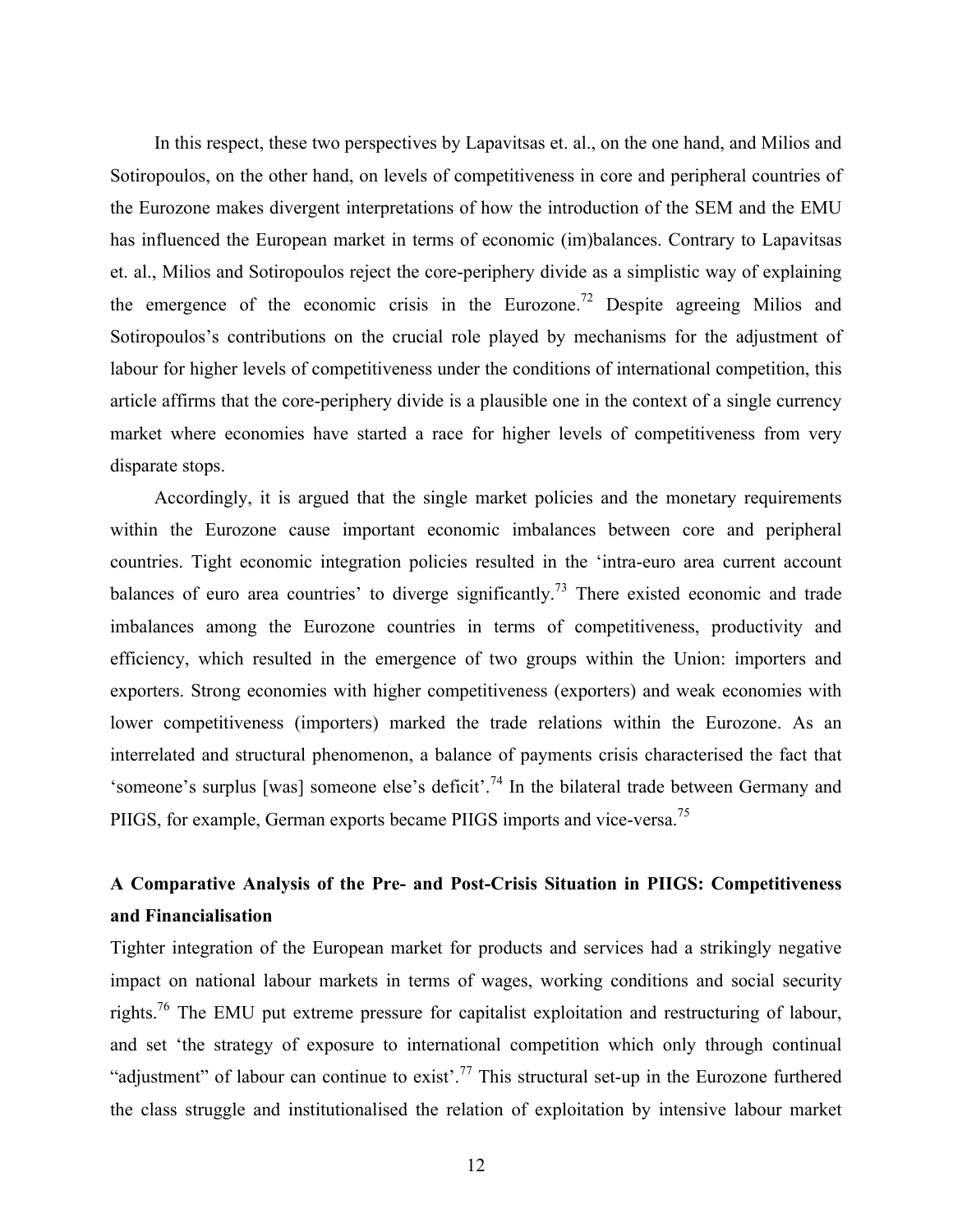In this respect, these two perspectives by Lapavitsas et. al., on the one hand, and Milios and Sotiropoulos, on the other hand, on levels of competitiveness in core and peripheral countries of the Eurozone makes divergent interpretations of how the introduction of the SEM and the EMU has influenced the European market in terms of economic (im)balances. Contrary to Lapavitsas et. al., Milios and Sotiropoulos reject the core-periphery divide as a simplistic way of explaining the emergence of the economic crisis in the Eurozone.[72] Despite agreeing Milios and Sotiropoulos's contributions on the crucial role played by mechanisms for the adjustment of labour for higher levels of competitiveness under the conditions of international competition, this article affirms that the core-periphery divide is a plausible one in the context of a single currency market where economies have started a race for higher levels of competitiveness from very disparate stops.

Accordingly, it is argued that the single market policies and the monetary requirements within the Eurozone cause important economic imbalances between core and peripheral countries. Tight economic integration policies resulted in the 'intra-euro area current account balances of euro area countries' to diverge significantly.[73] There existed economic and trade imbalances among the Eurozone countries in terms of competitiveness, productivity and efficiency, which resulted in the emergence of two groups within the Union: importers and exporters. Strong economies with higher competitiveness (exporters) and weak economies with lower competitiveness (importers) marked the trade relations within the Eurozone. As an interrelated and structural phenomenon, a balance of payments crisis characterised the fact that 'someone's surplus [was] someone else's deficit'.[74] In the bilateral trade between Germany and PIIGS, for example, German exports became PIIGS imports and vice-versa.[75]

## A Comparative Analysis of the Pre- and Post-Crisis Situation in PIIGS: Competitiveness and Financialisation

Tighter integration of the European market for products and services had a strikingly negative impact on national labour markets in terms of wages, working conditions and social security rights.[76] The EMU put extreme pressure for capitalist exploitation and restructuring of labour, and set 'the strategy of exposure to international competition which only through continual "adjustment" of labour can continue to exist'.[77] This structural set-up in the Eurozone furthered the class struggle and institutionalised the relation of exploitation by intensive labour market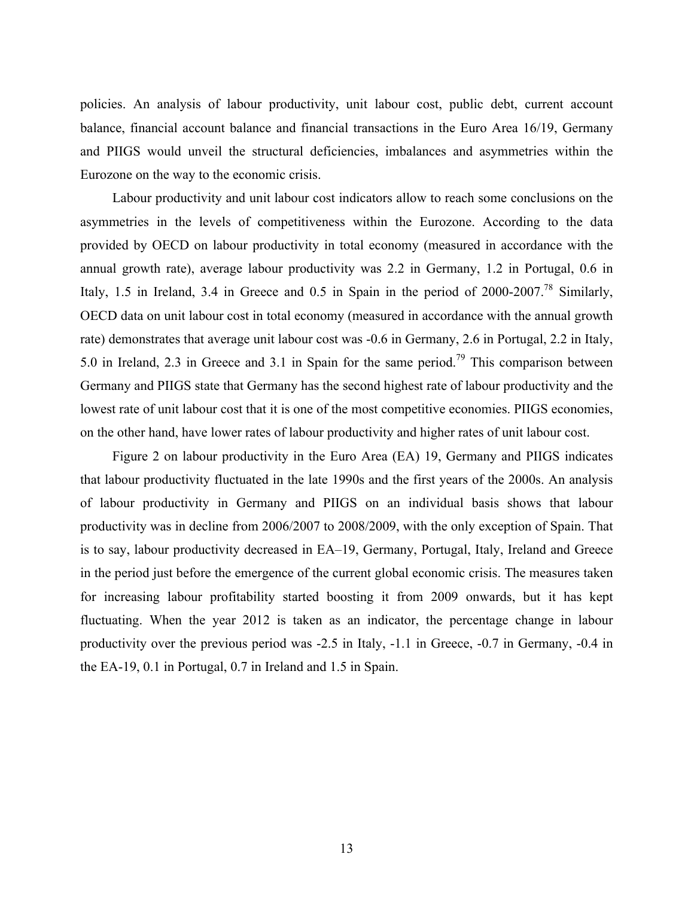policies. An analysis of labour productivity, unit labour cost, public debt, current account balance, financial account balance and financial transactions in the Euro Area 16/19, Germany and PIIGS would unveil the structural deficiencies, imbalances and asymmetries within the Eurozone on the way to the economic crisis.

Labour productivity and unit labour cost indicators allow to reach some conclusions on the asymmetries in the levels of competitiveness within the Eurozone. According to the data provided by OECD on labour productivity in total economy (measured in accordance with the annual growth rate), average labour productivity was 2.2 in Germany, 1.2 in Portugal, 0.6 in Italy, 1.5 in Ireland, 3.4 in Greece and 0.5 in Spain in the period of 2000-2007.[78] Similarly, OECD data on unit labour cost in total economy (measured in accordance with the annual growth rate) demonstrates that average unit labour cost was -0.6 in Germany, 2.6 in Portugal, 2.2 in Italy, 5.0 in Ireland, 2.3 in Greece and 3.1 in Spain for the same period.[79] This comparison between Germany and PIIGS state that Germany has the second highest rate of labour productivity and the lowest rate of unit labour cost that it is one of the most competitive economies. PIIGS economies, on the other hand, have lower rates of labour productivity and higher rates of unit labour cost.

Figure 2 on labour productivity in the Euro Area (EA) 19, Germany and PIIGS indicates that labour productivity fluctuated in the late 1990s and the first years of the 2000s. An analysis of labour productivity in Germany and PIIGS on an individual basis shows that labour productivity was in decline from 2006/2007 to 2008/2009, with the only exception of Spain. That is to say, labour productivity decreased in EA–19, Germany, Portugal, Italy, Ireland and Greece in the period just before the emergence of the current global economic crisis. The measures taken for increasing labour profitability started boosting it from 2009 onwards, but it has kept fluctuating. When the year 2012 is taken as an indicator, the percentage change in labour productivity over the previous period was -2.5 in Italy, -1.1 in Greece, -0.7 in Germany, -0.4 in the EA-19, 0.1 in Portugal, 0.7 in Ireland and 1.5 in Spain.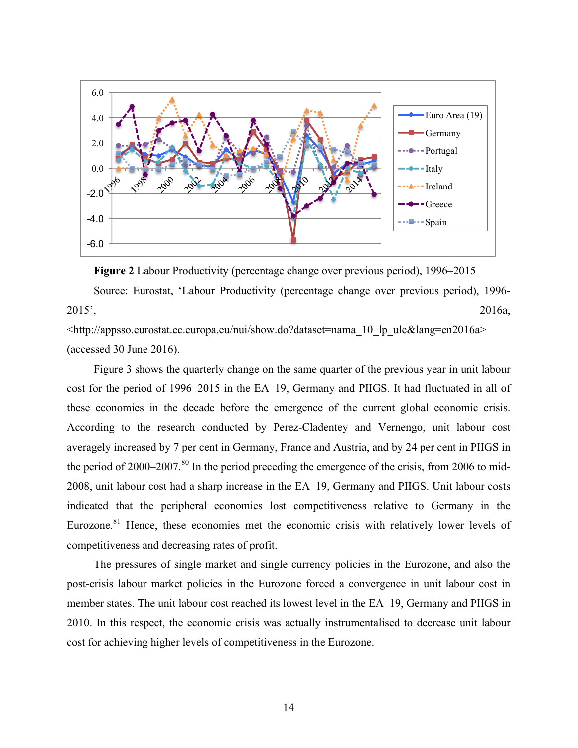**Figure 2** Labour Productivity (percentage change over previous period), 1996–2015

Source: Eurostat, 'Labour Productivity (percentage change over previous period), 1996-2015', 2016a, <http://appsso.eurostat.ec.europa.eu/nui/show.do?dataset=nama_10_lp_ulc&lang=en2016a> (accessed 30 June 2016).

Figure 3 shows the quarterly change on the same quarter of the previous year in unit labour cost for the period of 1996–2015 in the EA–19, Germany and PIIGS. It had fluctuated in all of these economies in the decade before the emergence of the current global economic crisis. According to the research conducted by Perez-Cladentey and Vernengo, unit labour cost averagely increased by 7 per cent in Germany, France and Austria, and by 24 per cent in PIIGS in the period of 2000–2007.[80] In the period preceding the emergence of the crisis, from 2006 to mid-2008, unit labour cost had a sharp increase in the EA–19, Germany and PIIGS. Unit labour costs indicated that the peripheral economies lost competitiveness relative to Germany in the Eurozone.[81] Hence, these economies met the economic crisis with relatively lower levels of competitiveness and decreasing rates of profit.

The pressures of single market and single currency policies in the Eurozone, and also the post-crisis labour market policies in the Eurozone forced a convergence in unit labour cost in member states. The unit labour cost reached its lowest level in the EA–19, Germany and PIIGS in 2010. In this respect, the economic crisis was actually instrumentalised to decrease unit labour cost for achieving higher levels of competitiveness in the Eurozone.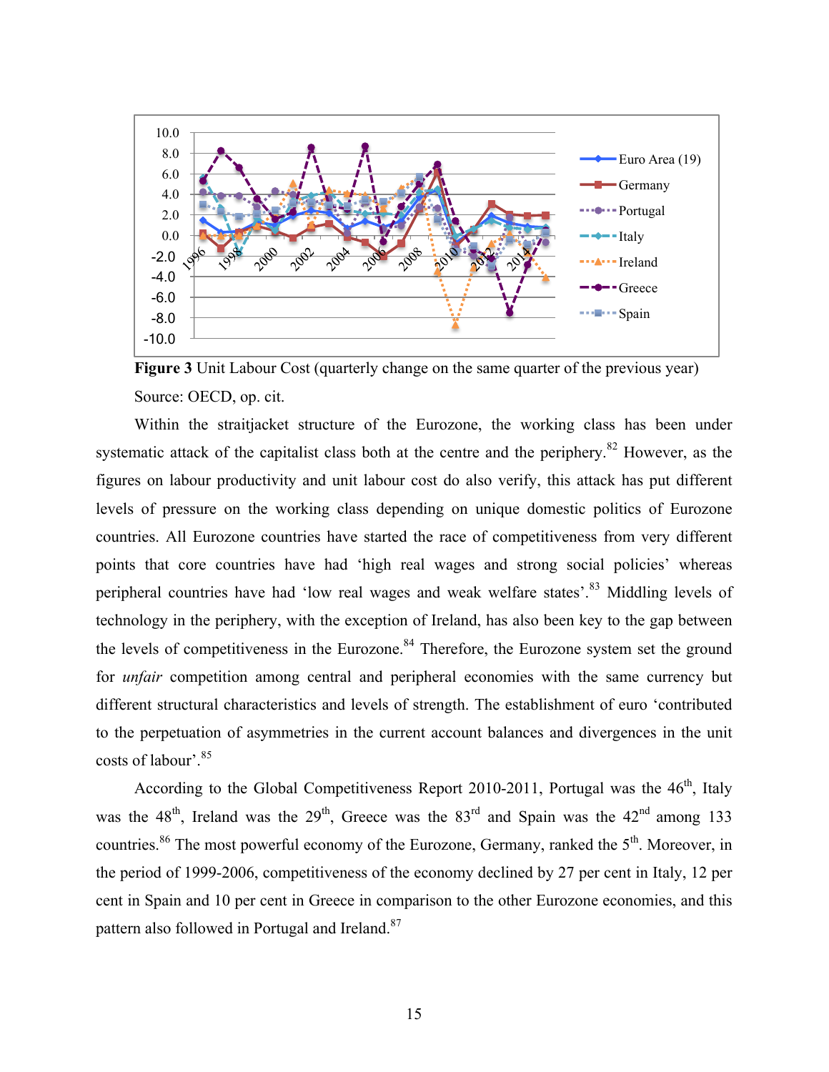**Figure 3** Unit Labour Cost (quarterly change on the same quarter of the previous year)

Source: OECD, op. cit.

Within the straitjacket structure of the Eurozone, the working class has been under systematic attack of the capitalist class both at the centre and the periphery.[82] However, as the figures on labour productivity and unit labour cost do also verify, this attack has put different levels of pressure on the working class depending on unique domestic politics of Eurozone countries. All Eurozone countries have started the race of competitiveness from very different points that core countries have had 'high real wages and strong social policies' whereas peripheral countries have had 'low real wages and weak welfare states'.[83] Middling levels of technology in the periphery, with the exception of Ireland, has also been key to the gap between the levels of competitiveness in the Eurozone.[84] Therefore, the Eurozone system set the ground for *unfair* competition among central and peripheral economies with the same currency but different structural characteristics and levels of strength. The establishment of euro 'contributed to the perpetuation of asymmetries in the current account balances and divergences in the unit costs of labour'.[85]

According to the Global Competitiveness Report 2010-2011, Portugal was the 46th, Italy was the 48th, Ireland was the 29th, Greece was the 83rd and Spain was the 42nd among 133 countries.[86] The most powerful economy of the Eurozone, Germany, ranked the 5th. Moreover, in the period of 1999-2006, competitiveness of the economy declined by 27 per cent in Italy, 12 per cent in Spain and 10 per cent in Greece in comparison to the other Eurozone economies, and this pattern also followed in Portugal and Ireland.[87]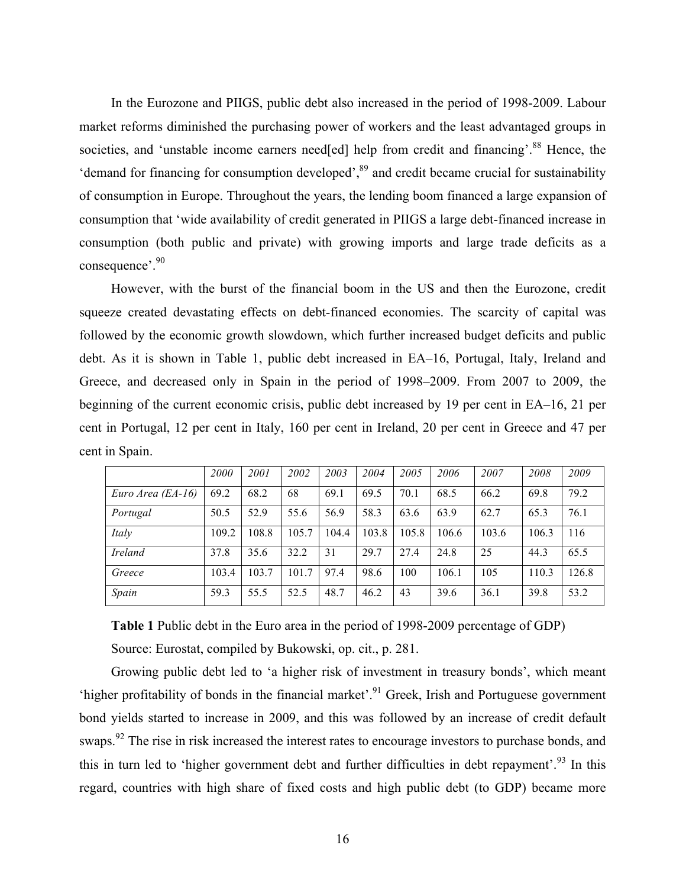In the Eurozone and PIIGS, public debt also increased in the period of 1998-2009. Labour market reforms diminished the purchasing power of workers and the least advantaged groups in societies, and 'unstable income earners need[ed] help from credit and financing'.[88] Hence, the 'demand for financing for consumption developed',[89] and credit became crucial for sustainability of consumption in Europe. Throughout the years, the lending boom financed a large expansion of consumption that 'wide availability of credit generated in PIIGS a large debt-financed increase in consumption (both public and private) with growing imports and large trade deficits as a consequence'.[90]

However, with the burst of the financial boom in the US and then the Eurozone, credit squeeze created devastating effects on debt-financed economies. The scarcity of capital was followed by the economic growth slowdown, which further increased budget deficits and public debt. As it is shown in Table 1, public debt increased in EA–16, Portugal, Italy, Ireland and Greece, and decreased only in Spain in the period of 1998–2009. From 2007 to 2009, the beginning of the current economic crisis, public debt increased by 19 per cent in EA–16, 21 per cent in Portugal, 12 per cent in Italy, 160 per cent in Ireland, 20 per cent in Greece and 47 per cent in Spain.

| | *2000* | *2001* | *2002* | *2003* | *2004* | *2005* | *2006* | *2007* | *2008* | *2009* |
|---|---|---|---|---|---|---|---|---|---|---|
| *Euro Area (EA-16)* | 69.2 | 68.2 | 68 | 69.1 | 69.5 | 70.1 | 68.5 | 66.2 | 69.8 | 79.2 |
| *Portugal* | 50.5 | 52.9 | 55.6 | 56.9 | 58.3 | 63.6 | 63.9 | 62.7 | 65.3 | 76.1 |
| *Italy* | 109.2 | 108.8 | 105.7 | 104.4 | 103.8 | 105.8 | 106.6 | 103.6 | 106.3 | 116 |
| *Ireland* | 37.8 | 35.6 | 32.2 | 31 | 29.7 | 27.4 | 24.8 | 25 | 44.3 | 65.5 |
| *Greece* | 103.4 | 103.7 | 101.7 | 97.4 | 98.6 | 100 | 106.1 | 105 | 110.3 | 126.8 |
| *Spain* | 59.3 | 55.5 | 52.5 | 48.7 | 46.2 | 43 | 39.6 | 36.1 | 39.8 | 53.2 |

**Table 1** Public debt in the Euro area in the period of 1998-2009 percentage of GDP)

Source: Eurostat, compiled by Bukowski, op. cit., p. 281.

Growing public debt led to 'a higher risk of investment in treasury bonds', which meant 'higher profitability of bonds in the financial market'.[91] Greek, Irish and Portuguese government bond yields started to increase in 2009, and this was followed by an increase of credit default swaps.[92] The rise in risk increased the interest rates to encourage investors to purchase bonds, and this in turn led to 'higher government debt and further difficulties in debt repayment'.[93] In this regard, countries with high share of fixed costs and high public debt (to GDP) became more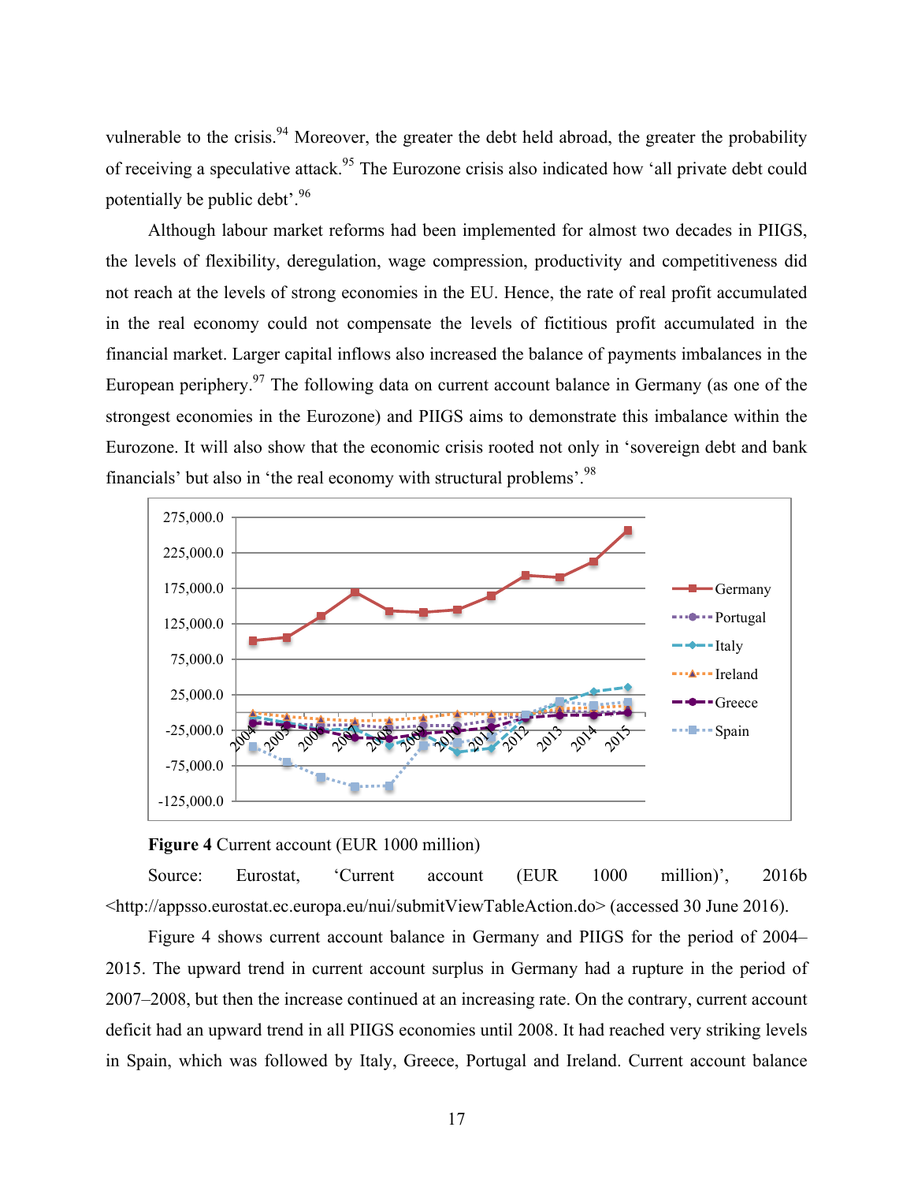vulnerable to the crisis.[94] Moreover, the greater the debt held abroad, the greater the probability of receiving a speculative attack.[95] The Eurozone crisis also indicated how 'all private debt could potentially be public debt'.[96]

Although labour market reforms had been implemented for almost two decades in PIIGS, the levels of flexibility, deregulation, wage compression, productivity and competitiveness did not reach at the levels of strong economies in the EU. Hence, the rate of real profit accumulated in the real economy could not compensate the levels of fictitious profit accumulated in the financial market. Larger capital inflows also increased the balance of payments imbalances in the European periphery.[97] The following data on current account balance in Germany (as one of the strongest economies in the Eurozone) and PIIGS aims to demonstrate this imbalance within the Eurozone. It will also show that the economic crisis rooted not only in 'sovereign debt and bank financials' but also in 'the real economy with structural problems'.[98]

**Figure 4** Current account (EUR 1000 million)

Source: Eurostat, 'Current account (EUR 1000 million)', 2016b <http://appsso.eurostat.ec.europa.eu/nui/submitViewTableAction.do> (accessed 30 June 2016).

Figure 4 shows current account balance in Germany and PIIGS for the period of 2004–2015. The upward trend in current account surplus in Germany had a rupture in the period of 2007–2008, but then the increase continued at an increasing rate. On the contrary, current account deficit had an upward trend in all PIIGS economies until 2008. It had reached very striking levels in Spain, which was followed by Italy, Greece, Portugal and Ireland. Current account balance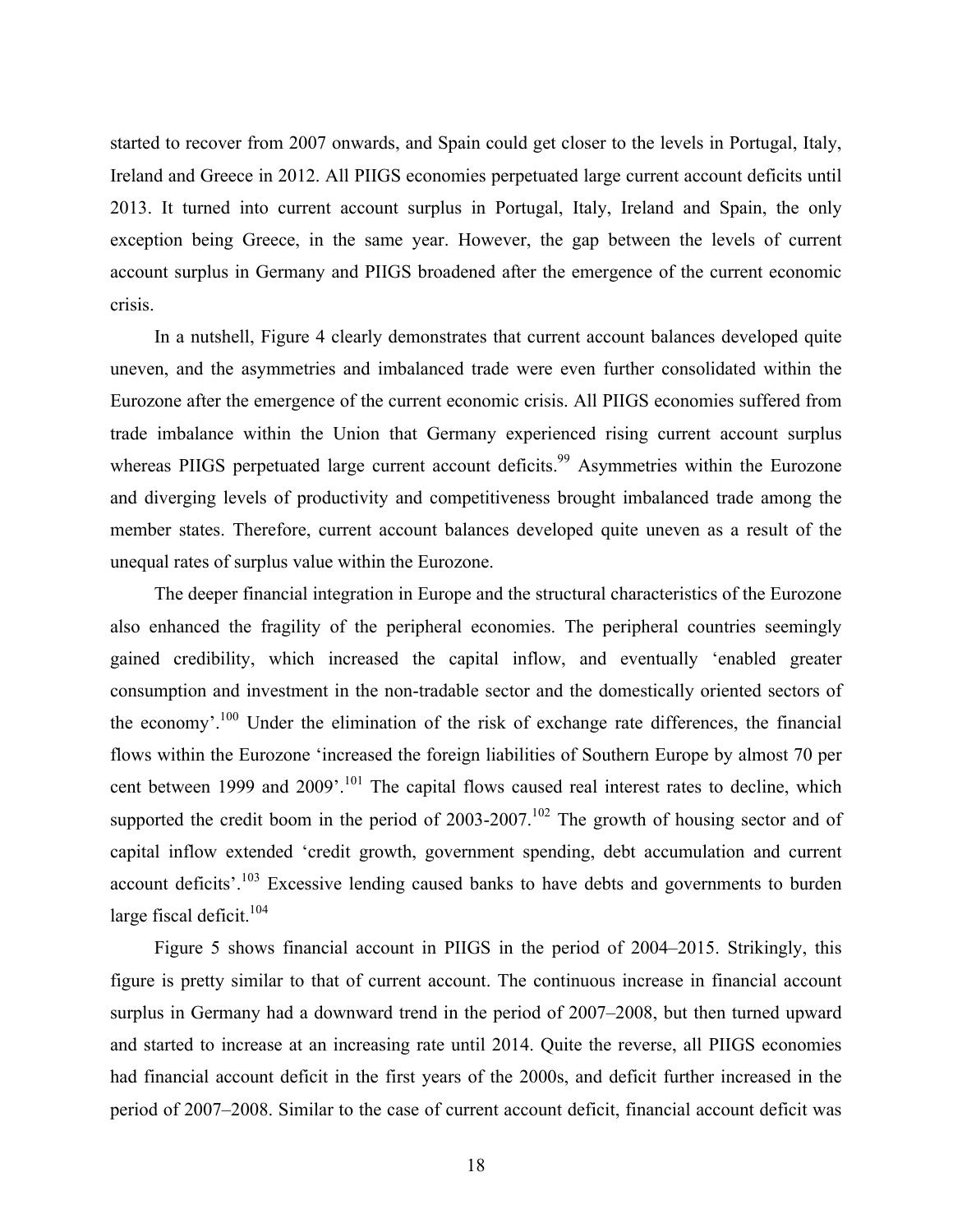started to recover from 2007 onwards, and Spain could get closer to the levels in Portugal, Italy, Ireland and Greece in 2012. All PIIGS economies perpetuated large current account deficits until 2013. It turned into current account surplus in Portugal, Italy, Ireland and Spain, the only exception being Greece, in the same year. However, the gap between the levels of current account surplus in Germany and PIIGS broadened after the emergence of the current economic crisis.

In a nutshell, Figure 4 clearly demonstrates that current account balances developed quite uneven, and the asymmetries and imbalanced trade were even further consolidated within the Eurozone after the emergence of the current economic crisis. All PIIGS economies suffered from trade imbalance within the Union that Germany experienced rising current account surplus whereas PIIGS perpetuated large current account deficits.[99] Asymmetries within the Eurozone and diverging levels of productivity and competitiveness brought imbalanced trade among the member states. Therefore, current account balances developed quite uneven as a result of the unequal rates of surplus value within the Eurozone.

The deeper financial integration in Europe and the structural characteristics of the Eurozone also enhanced the fragility of the peripheral economies. The peripheral countries seemingly gained credibility, which increased the capital inflow, and eventually 'enabled greater consumption and investment in the non-tradable sector and the domestically oriented sectors of the economy'.[100] Under the elimination of the risk of exchange rate differences, the financial flows within the Eurozone 'increased the foreign liabilities of Southern Europe by almost 70 per cent between 1999 and 2009'.[101] The capital flows caused real interest rates to decline, which supported the credit boom in the period of 2003-2007.[102] The growth of housing sector and of capital inflow extended 'credit growth, government spending, debt accumulation and current account deficits'.[103] Excessive lending caused banks to have debts and governments to burden large fiscal deficit.[104]

Figure 5 shows financial account in PIIGS in the period of 2004–2015. Strikingly, this figure is pretty similar to that of current account. The continuous increase in financial account surplus in Germany had a downward trend in the period of 2007–2008, but then turned upward and started to increase at an increasing rate until 2014. Quite the reverse, all PIIGS economies had financial account deficit in the first years of the 2000s, and deficit further increased in the period of 2007–2008. Similar to the case of current account deficit, financial account deficit was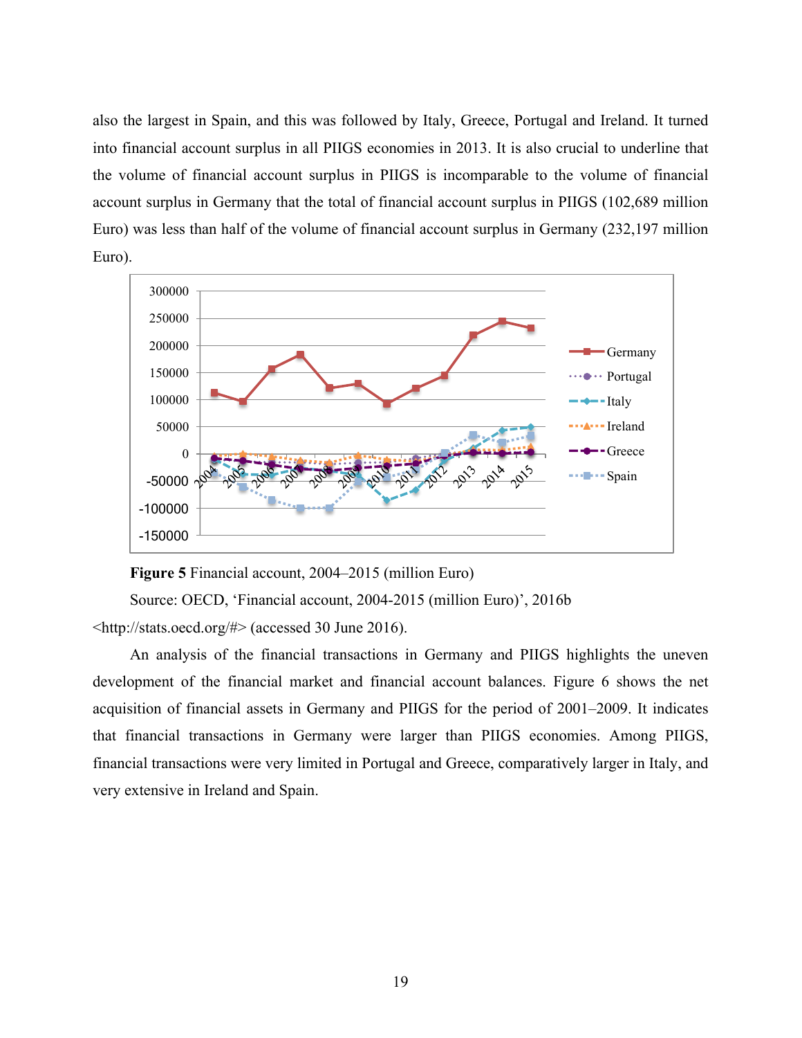also the largest in Spain, and this was followed by Italy, Greece, Portugal and Ireland. It turned into financial account surplus in all PIIGS economies in 2013. It is also crucial to underline that the volume of financial account surplus in PIIGS is incomparable to the volume of financial account surplus in Germany that the total of financial account surplus in PIIGS (102,689 million Euro) was less than half of the volume of financial account surplus in Germany (232,197 million Euro).

**Figure 5** Financial account, 2004–2015 (million Euro)

Source: OECD, 'Financial account, 2004-2015 (million Euro)', 2016b <http://stats.oecd.org/#> (accessed 30 June 2016).

An analysis of the financial transactions in Germany and PIIGS highlights the uneven development of the financial market and financial account balances. Figure 6 shows the net acquisition of financial assets in Germany and PIIGS for the period of 2001–2009. It indicates that financial transactions in Germany were larger than PIIGS economies. Among PIIGS, financial transactions were very limited in Portugal and Greece, comparatively larger in Italy, and very extensive in Ireland and Spain.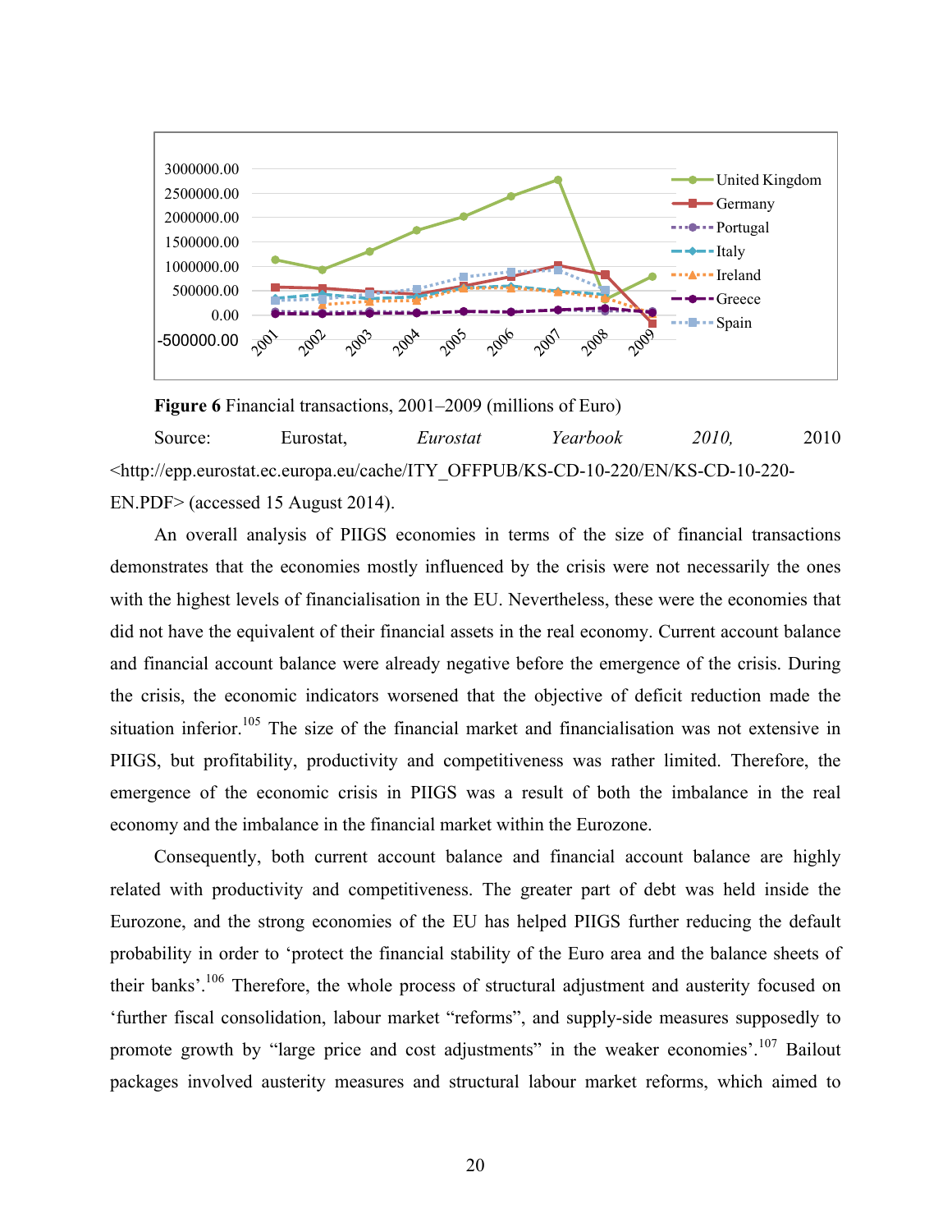**Figure 6** Financial transactions, 2001–2009 (millions of Euro)

Source: Eurostat, *Eurostat Yearbook 2010,* 2010 <http://epp.eurostat.ec.europa.eu/cache/ITY_OFFPUB/KS-CD-10-220/EN/KS-CD-10-220-EN.PDF> (accessed 15 August 2014).

An overall analysis of PIIGS economies in terms of the size of financial transactions demonstrates that the economies mostly influenced by the crisis were not necessarily the ones with the highest levels of financialisation in the EU. Nevertheless, these were the economies that did not have the equivalent of their financial assets in the real economy. Current account balance and financial account balance were already negative before the emergence of the crisis. During the crisis, the economic indicators worsened that the objective of deficit reduction made the situation inferior.[105] The size of the financial market and financialisation was not extensive in PIIGS, but profitability, productivity and competitiveness was rather limited. Therefore, the emergence of the economic crisis in PIIGS was a result of both the imbalance in the real economy and the imbalance in the financial market within the Eurozone.

Consequently, both current account balance and financial account balance are highly related with productivity and competitiveness. The greater part of debt was held inside the Eurozone, and the strong economies of the EU has helped PIIGS further reducing the default probability in order to 'protect the financial stability of the Euro area and the balance sheets of their banks'.[106] Therefore, the whole process of structural adjustment and austerity focused on 'further fiscal consolidation, labour market "reforms", and supply-side measures supposedly to promote growth by "large price and cost adjustments" in the weaker economies'.[107] Bailout packages involved austerity measures and structural labour market reforms, which aimed to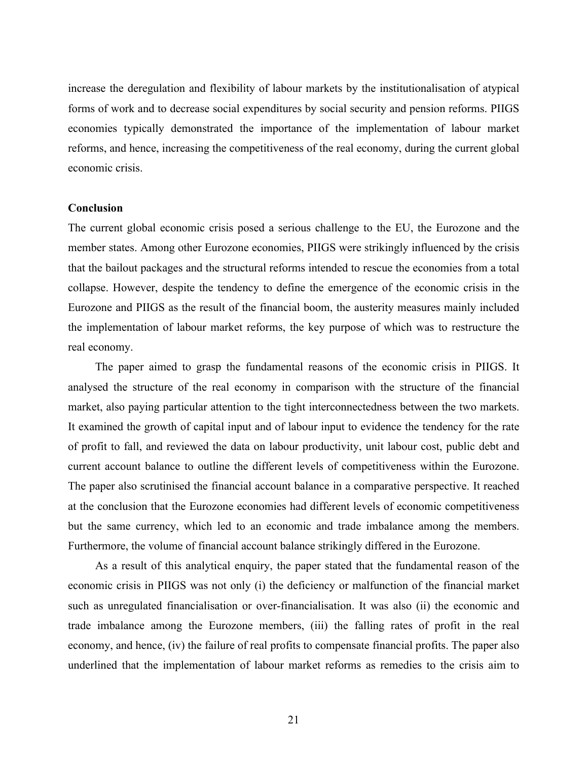increase the deregulation and flexibility of labour markets by the institutionalisation of atypical forms of work and to decrease social expenditures by social security and pension reforms. PIIGS economies typically demonstrated the importance of the implementation of labour market reforms, and hence, increasing the competitiveness of the real economy, during the current global economic crisis.

## Conclusion

The current global economic crisis posed a serious challenge to the EU, the Eurozone and the member states. Among other Eurozone economies, PIIGS were strikingly influenced by the crisis that the bailout packages and the structural reforms intended to rescue the economies from a total collapse. However, despite the tendency to define the emergence of the economic crisis in the Eurozone and PIIGS as the result of the financial boom, the austerity measures mainly included the implementation of labour market reforms, the key purpose of which was to restructure the real economy.

The paper aimed to grasp the fundamental reasons of the economic crisis in PIIGS. It analysed the structure of the real economy in comparison with the structure of the financial market, also paying particular attention to the tight interconnectedness between the two markets. It examined the growth of capital input and of labour input to evidence the tendency for the rate of profit to fall, and reviewed the data on labour productivity, unit labour cost, public debt and current account balance to outline the different levels of competitiveness within the Eurozone. The paper also scrutinised the financial account balance in a comparative perspective. It reached at the conclusion that the Eurozone economies had different levels of economic competitiveness but the same currency, which led to an economic and trade imbalance among the members. Furthermore, the volume of financial account balance strikingly differed in the Eurozone.

As a result of this analytical enquiry, the paper stated that the fundamental reason of the economic crisis in PIIGS was not only (i) the deficiency or malfunction of the financial market such as unregulated financialisation or over-financialisation. It was also (ii) the economic and trade imbalance among the Eurozone members, (iii) the falling rates of profit in the real economy, and hence, (iv) the failure of real profits to compensate financial profits. The paper also underlined that the implementation of labour market reforms as remedies to the crisis aim to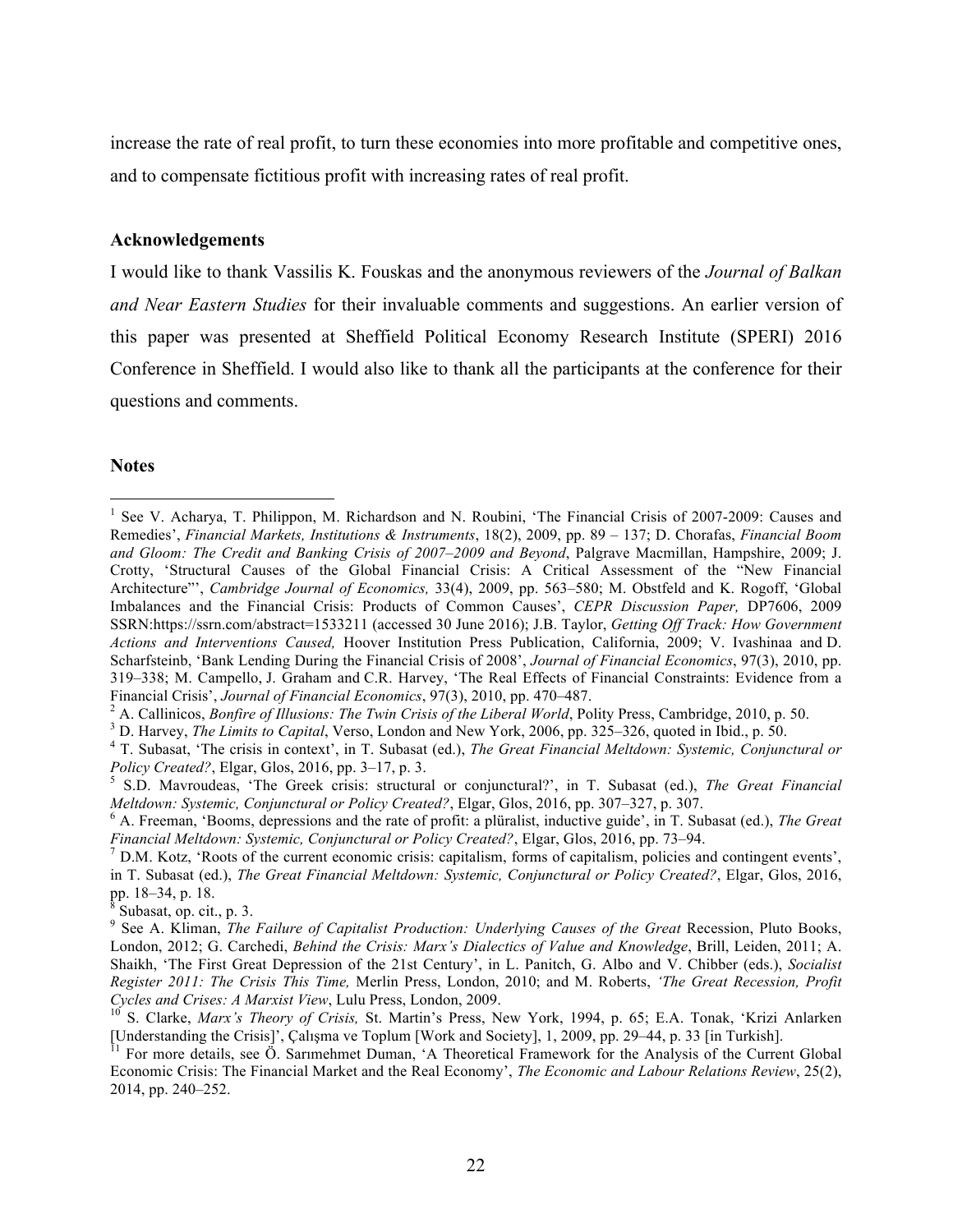increase the rate of real profit, to turn these economies into more profitable and competitive ones, and to compensate fictitious profit with increasing rates of real profit.

**Acknowledgements**

I would like to thank Vassilis K. Fouskas and the anonymous reviewers of the *Journal of Balkan and Near Eastern Studies* for their invaluable comments and suggestions. An earlier version of this paper was presented at Sheffield Political Economy Research Institute (SPERI) 2016 Conference in Sheffield. I would also like to thank all the participants at the conference for their questions and comments.

**Notes**

[1] See V. Acharya, T. Philippon, M. Richardson and N. Roubini, 'The Financial Crisis of 2007-2009: Causes and Remedies', *Financial Markets, Institutions & Instruments*, 18(2), 2009, pp. 89 – 137; D. Chorafas, *Financial Boom and Gloom: The Credit and Banking Crisis of 2007–2009 and Beyond*, Palgrave Macmillan, Hampshire, 2009; J. Crotty, 'Structural Causes of the Global Financial Crisis: A Critical Assessment of the "New Financial Architecture"', *Cambridge Journal of Economics,* 33(4), 2009, pp. 563–580; M. Obstfeld and K. Rogoff, 'Global Imbalances and the Financial Crisis: Products of Common Causes', *CEPR Discussion Paper,* DP7606, 2009 SSRN:https://ssrn.com/abstract=1533211 (accessed 30 June 2016); J.B. Taylor, *Getting Off Track: How Government Actions and Interventions Caused,* Hoover Institution Press Publication, California, 2009; V. Ivashinaa and D. Scharfsteinb, 'Bank Lending During the Financial Crisis of 2008', *Journal of Financial Economics*, 97(3), 2010, pp. 319–338; M. Campello, J. Graham and C.R. Harvey, 'The Real Effects of Financial Constraints: Evidence from a Financial Crisis', *Journal of Financial Economics*, 97(3), 2010, pp. 470–487.

[2] A. Callinicos, *Bonfire of Illusions: The Twin Crisis of the Liberal World*, Polity Press, Cambridge, 2010, p. 50.

[3] D. Harvey, *The Limits to Capital*, Verso, London and New York, 2006, pp. 325–326, quoted in Ibid., p. 50.

[4] T. Subasat, 'The crisis in context', in T. Subasat (ed.), *The Great Financial Meltdown: Systemic, Conjunctural or Policy Created?*, Elgar, Glos, 2016, pp. 3–17, p. 3.

[5] S.D. Mavroudeas, 'The Greek crisis: structural or conjunctural?', in T. Subasat (ed.), *The Great Financial Meltdown: Systemic, Conjunctural or Policy Created?*, Elgar, Glos, 2016, pp. 307–327, p. 307.

[6] A. Freeman, 'Booms, depressions and the rate of profit: a plüralist, inductive guide', in T. Subasat (ed.), *The Great Financial Meltdown: Systemic, Conjunctural or Policy Created?*, Elgar, Glos, 2016, pp. 73–94.

[7] D.M. Kotz, 'Roots of the current economic crisis: capitalism, forms of capitalism, policies and contingent events', in T. Subasat (ed.), *The Great Financial Meltdown: Systemic, Conjunctural or Policy Created?*, Elgar, Glos, 2016, pp. 18–34, p. 18.

[8] Subasat, op. cit., p. 3.

[9] See A. Kliman, *The Failure of Capitalist Production: Underlying Causes of the Great* Recession, Pluto Books, London, 2012; G. Carchedi, *Behind the Crisis: Marx's Dialectics of Value and Knowledge*, Brill, Leiden, 2011; A. Shaikh, 'The First Great Depression of the 21st Century', in L. Panitch, G. Albo and V. Chibber (eds.), *Socialist Register 2011: The Crisis This Time,* Merlin Press, London, 2010; and M. Roberts, *'The Great Recession, Profit Cycles and Crises: A Marxist View*, Lulu Press, London, 2009.

[10] S. Clarke, *Marx's Theory of Crisis,* St. Martin's Press, New York, 1994, p. 65; E.A. Tonak, 'Krizi Anlarken [Understanding the Crisis]', Çalışma ve Toplum [Work and Society], 1, 2009, pp. 29–44, p. 33 [in Turkish].

[11] For more details, see Ö. Sarımehmet Duman, 'A Theoretical Framework for the Analysis of the Current Global Economic Crisis: The Financial Market and the Real Economy', *The Economic and Labour Relations Review*, 25(2), 2014, pp. 240–252.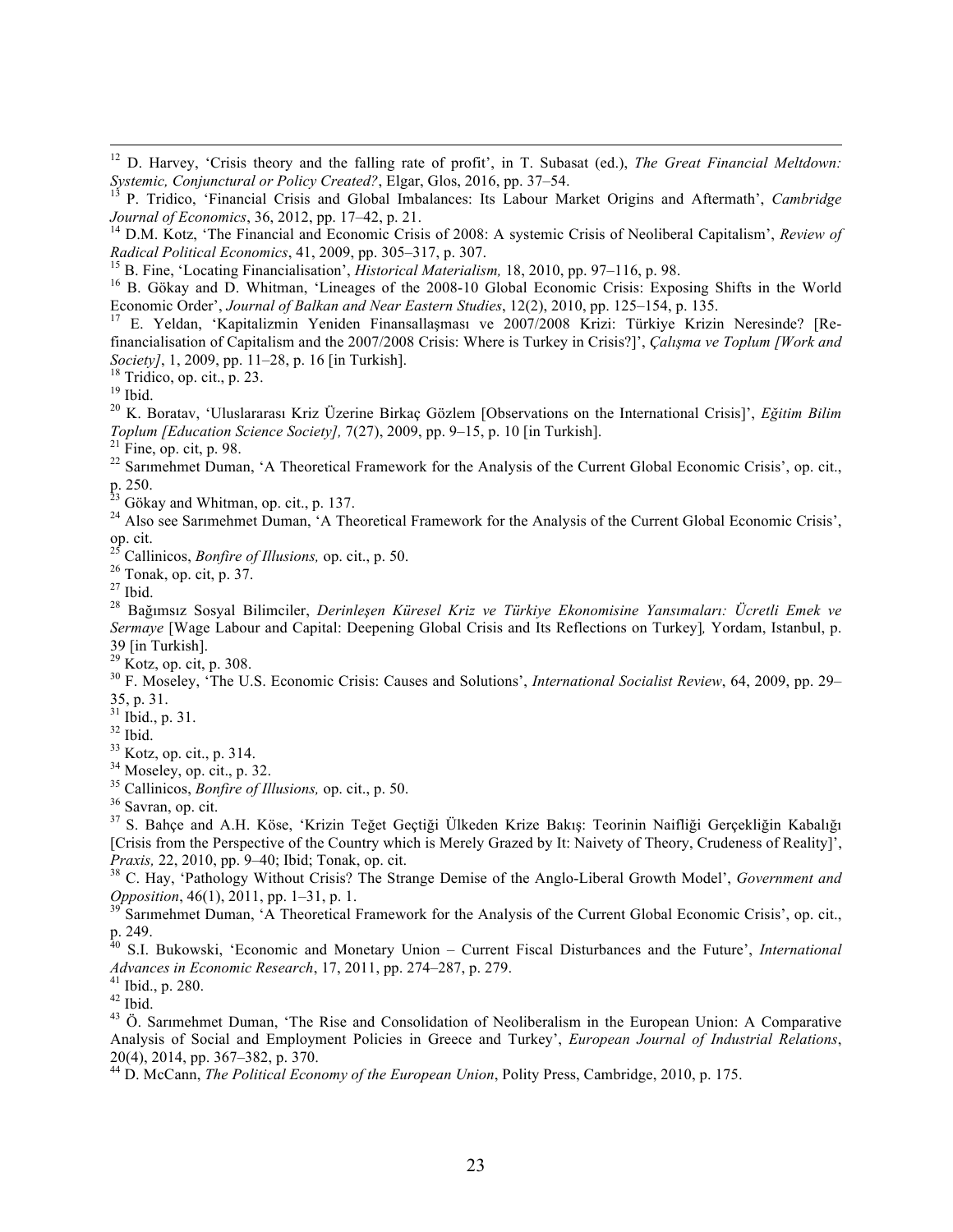[12] D. Harvey, 'Crisis theory and the falling rate of profit', in T. Subasat (ed.), *The Great Financial Meltdown: Systemic, Conjunctural or Policy Created?*, Elgar, Glos, 2016, pp. 37–54.

[13] P. Tridico, 'Financial Crisis and Global Imbalances: Its Labour Market Origins and Aftermath', *Cambridge Journal of Economics*, 36, 2012, pp. 17–42, p. 21.

[14] D.M. Kotz, 'The Financial and Economic Crisis of 2008: A systemic Crisis of Neoliberal Capitalism', *Review of Radical Political Economics*, 41, 2009, pp. 305–317, p. 307.

[15] B. Fine, 'Locating Financialisation', *Historical Materialism,* 18, 2010, pp. 97–116, p. 98.

[16] B. Gökay and D. Whitman, 'Lineages of the 2008-10 Global Economic Crisis: Exposing Shifts in the World Economic Order', *Journal of Balkan and Near Eastern Studies*, 12(2), 2010, pp. 125–154, p. 135.

[17] E. Yeldan, 'Kapitalizmin Yeniden Finansallaşması ve 2007/2008 Krizi: Türkiye Krizin Neresinde? [Re-financialisation of Capitalism and the 2007/2008 Crisis: Where is Turkey in Crisis?]', *Çalışma ve Toplum [Work and Society]*, 1, 2009, pp. 11–28, p. 16 [in Turkish].

[18] Tridico, op. cit., p. 23.

[19] Ibid.

[20] K. Boratav, 'Uluslararası Kriz Üzerine Birkaç Gözlem [Observations on the International Crisis]', *Eğitim Bilim Toplum [Education Science Society],* 7(27), 2009, pp. 9–15, p. 10 [in Turkish].

[21] Fine, op. cit, p. 98.

[22] Sarımehmet Duman, 'A Theoretical Framework for the Analysis of the Current Global Economic Crisis', op. cit., p. 250.

[23] Gökay and Whitman, op. cit., p. 137.

[24] Also see Sarımehmet Duman, 'A Theoretical Framework for the Analysis of the Current Global Economic Crisis', op. cit.

[25] Callinicos, *Bonfire of Illusions,* op. cit., p. 50.

[26] Tonak, op. cit, p. 37.

[27] Ibid.

[28] Bağımsız Sosyal Bilimciler, *Derinleşen Küresel Kriz ve Türkiye Ekonomisine Yansımaları: Ücretli Emek ve Sermaye* [Wage Labour and Capital: Deepening Global Crisis and Its Reflections on Turkey]*,* Yordam, Istanbul, p. 39 [in Turkish].

[29] Kotz, op. cit, p. 308.

[30] F. Moseley, 'The U.S. Economic Crisis: Causes and Solutions', *International Socialist Review*, 64, 2009, pp. 29–35, p. 31.

[31] Ibid., p. 31.

[32] Ibid.

[33] Kotz, op. cit., p. 314.

[34] Moseley, op. cit., p. 32.

[35] Callinicos, *Bonfire of Illusions,* op. cit., p. 50.

[36] Savran, op. cit.

[37] S. Bahçe and A.H. Köse, 'Krizin Teğet Geçtiği Ülkeden Krize Bakış: Teorinin Naifliği Gerçekliğin Kabalığı [Crisis from the Perspective of the Country which is Merely Grazed by It: Naivety of Theory, Crudeness of Reality]', *Praxis,* 22, 2010, pp. 9–40; Ibid; Tonak, op. cit.

[38] C. Hay, 'Pathology Without Crisis? The Strange Demise of the Anglo-Liberal Growth Model', *Government and Opposition*, 46(1), 2011, pp. 1–31, p. 1.

[39] Sarımehmet Duman, 'A Theoretical Framework for the Analysis of the Current Global Economic Crisis', op. cit., p. 249.

[40] S.I. Bukowski, 'Economic and Monetary Union – Current Fiscal Disturbances and the Future', *International Advances in Economic Research*, 17, 2011, pp. 274–287, p. 279.

[41] Ibid., p. 280.

[42] Ibid.

[43] Ö. Sarımehmet Duman, 'The Rise and Consolidation of Neoliberalism in the European Union: A Comparative Analysis of Social and Employment Policies in Greece and Turkey', *European Journal of Industrial Relations*, 20(4), 2014, pp. 367–382, p. 370.

[44] D. McCann, *The Political Economy of the European Union*, Polity Press, Cambridge, 2010, p. 175.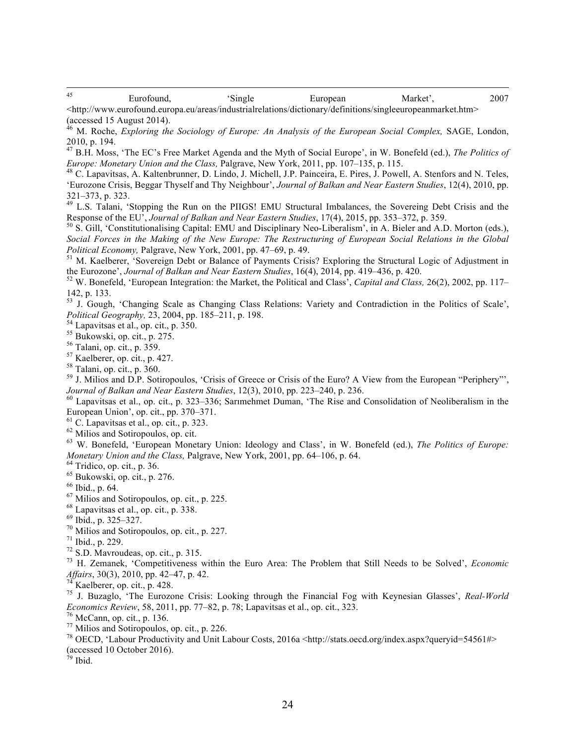[45] Eurofound, 'Single European Market', 2007 <http://www.eurofound.europa.eu/areas/industrialrelations/dictionary/definitions/singleeuropeanmarket.htm> (accessed 15 August 2014).

[46] M. Roche, *Exploring the Sociology of Europe: An Analysis of the European Social Complex,* SAGE, London, 2010, p. 194.

[47] B.H. Moss, 'The EC's Free Market Agenda and the Myth of Social Europe', in W. Bonefeld (ed.), *The Politics of Europe: Monetary Union and the Class,* Palgrave, New York, 2011, pp. 107–135, p. 115.

[48] C. Lapavitsas, A. Kaltenbrunner, D. Lindo, J. Michell, J.P. Painceira, E. Pires, J. Powell, A. Stenfors and N. Teles, 'Eurozone Crisis, Beggar Thyself and Thy Neighbour', *Journal of Balkan and Near Eastern Studies*, 12(4), 2010, pp. 321–373, p. 323.

[49] L.S. Talani, 'Stopping the Run on the PIIGS! EMU Structural Imbalances, the Sovereing Debt Crisis and the Response of the EU', *Journal of Balkan and Near Eastern Studies*, 17(4), 2015, pp. 353–372, p. 359.

[50] S. Gill, 'Constitutionalising Capital: EMU and Disciplinary Neo-Liberalism', in A. Bieler and A.D. Morton (eds.), *Social Forces in the Making of the New Europe: The Restructuring of European Social Relations in the Global Political Economy,* Palgrave, New York, 2001, pp. 47–69, p. 49.

[51] M. Kaelberer, 'Sovereign Debt or Balance of Payments Crisis? Exploring the Structural Logic of Adjustment in the Eurozone', *Journal of Balkan and Near Eastern Studies*, 16(4), 2014, pp. 419–436, p. 420.

[52] W. Bonefeld, 'European Integration: the Market, the Political and Class', *Capital and Class,* 26(2), 2002, pp. 117–142, p. 133.

[53] J. Gough, 'Changing Scale as Changing Class Relations: Variety and Contradiction in the Politics of Scale', *Political Geography,* 23, 2004, pp. 185–211, p. 198.

[54] Lapavitsas et al., op. cit., p. 350.

[55] Bukowski, op. cit., p. 275.

[56] Talani, op. cit., p. 359.

[57] Kaelberer, op. cit., p. 427.

[58] Talani, op. cit., p. 360.

[59] J. Milios and D.P. Sotiropoulos, 'Crisis of Greece or Crisis of the Euro? A View from the European "Periphery"', *Journal of Balkan and Near Eastern Studies*, 12(3), 2010, pp. 223–240, p. 236.

[60] Lapavitsas et al., op. cit., p. 323–336; Sarımehmet Duman, 'The Rise and Consolidation of Neoliberalism in the European Union', op. cit., pp. 370–371.

[61] C. Lapavitsas et al., op. cit., p. 323.

[62] Milios and Sotiropoulos, op. cit.

[63] W. Bonefeld, 'European Monetary Union: Ideology and Class', in W. Bonefeld (ed.), *The Politics of Europe: Monetary Union and the Class,* Palgrave, New York, 2001, pp. 64–106, p. 64.

[64] Tridico, op. cit., p. 36.

[65] Bukowski, op. cit., p. 276.

[66] Ibid., p. 64.

[67] Milios and Sotiropoulos, op. cit., p. 225.

[68] Lapavitsas et al., op. cit., p. 338.

[69] Ibid., p. 325–327.

[70] Milios and Sotiropoulos, op. cit., p. 227.

[71] Ibid., p. 229.

[72] S.D. Mavroudeas, op. cit., p. 315.

[73] H. Zemanek, 'Competitiveness within the Euro Area: The Problem that Still Needs to be Solved', *Economic Affairs*, 30(3), 2010, pp. 42–47, p. 42.

[74] Kaelberer, op. cit., p. 428.

[75] J. Buzaglo, 'The Eurozone Crisis: Looking through the Financial Fog with Keynesian Glasses', *Real-World Economics Review*, 58, 2011, pp. 77–82, p. 78; Lapavitsas et al., op. cit., 323.

[76] McCann, op. cit., p. 136.

[77] Milios and Sotiropoulos, op. cit., p. 226.

[78] OECD, 'Labour Productivity and Unit Labour Costs, 2016a <http://stats.oecd.org/index.aspx?queryid=54561#> (accessed 10 October 2016).

[79] Ibid.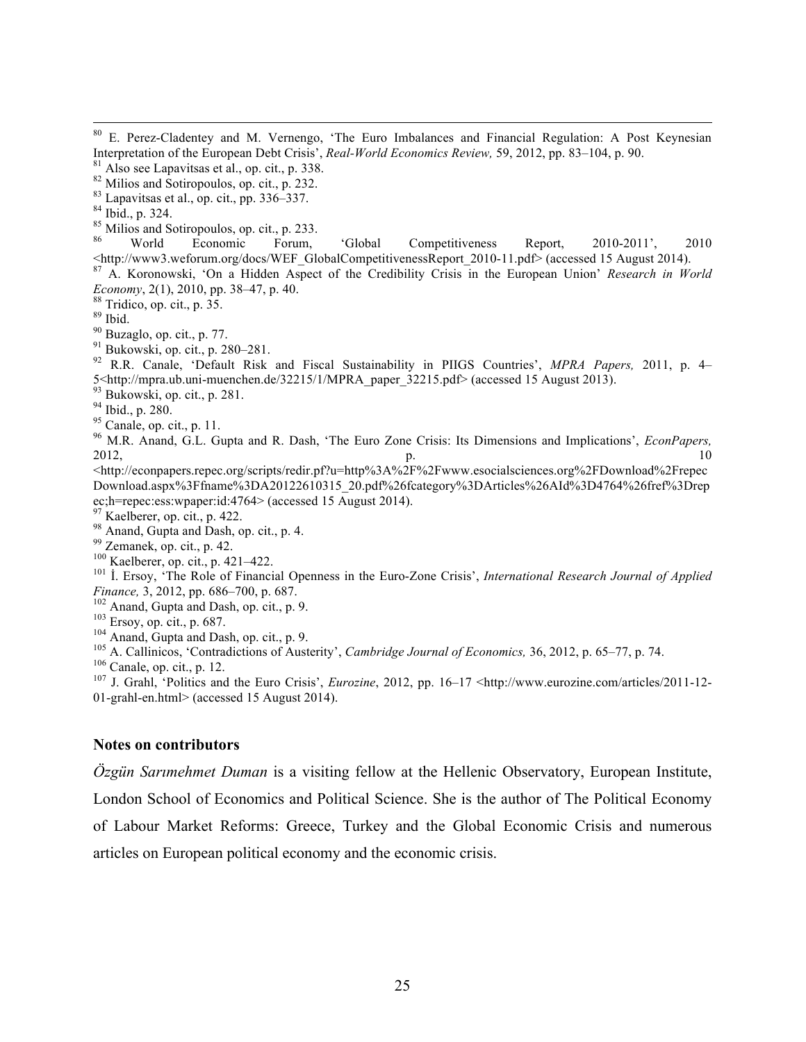[80] E. Perez-Cladentey and M. Vernengo, 'The Euro Imbalances and Financial Regulation: A Post Keynesian Interpretation of the European Debt Crisis', *Real-World Economics Review,* 59, 2012, pp. 83–104, p. 90.

[81] Also see Lapavitsas et al., op. cit., p. 338.

[82] Milios and Sotiropoulos, op. cit., p. 232.

[83] Lapavitsas et al., op. cit., pp. 336–337.

[84] Ibid., p. 324.

[85] Milios and Sotiropoulos, op. cit., p. 233.

[86] World Economic Forum, 'Global Competitiveness Report, 2010-2011', 2010 <http://www3.weforum.org/docs/WEF_GlobalCompetitivenessReport_2010-11.pdf> (accessed 15 August 2014).

[87] A. Koronowski, 'On a Hidden Aspect of the Credibility Crisis in the European Union' *Research in World Economy*, 2(1), 2010, pp. 38–47, p. 40.

[88] Tridico, op. cit., p. 35.

[89] Ibid.

[90] Buzaglo, op. cit., p. 77.

[91] Bukowski, op. cit., p. 280–281.

[92] R.R. Canale, 'Default Risk and Fiscal Sustainability in PIIGS Countries', *MPRA Papers,* 2011, p. 4–5<http://mpra.ub.uni-muenchen.de/32215/1/MPRA_paper_32215.pdf> (accessed 15 August 2013).

[93] Bukowski, op. cit., p. 281.

[94] Ibid., p. 280.

[95] Canale, op. cit., p. 11.

[96] M.R. Anand, G.L. Gupta and R. Dash, 'The Euro Zone Crisis: Its Dimensions and Implications', *EconPapers,* 2012, p. 10 <http://econpapers.repec.org/scripts/redir.pf?u=http%3A%2F%2Fwww.esocialsciences.org%2FDownload%2FrepecDownload.aspx%3Ffname%3DA20122610315_20.pdf%26fcategory%3DArticles%26AId%3D4764%26fref%3Drepec;h=repec:ess:wpaper:id:4764> (accessed 15 August 2014).

[97] Kaelberer, op. cit., p. 422.

[98] Anand, Gupta and Dash, op. cit., p. 4.

[99] Zemanek, op. cit., p. 42.

[100] Kaelberer, op. cit., p. 421–422.

[101] İ. Ersoy, 'The Role of Financial Openness in the Euro-Zone Crisis', *International Research Journal of Applied Finance,* 3, 2012, pp. 686–700, p. 687.

[102] Anand, Gupta and Dash, op. cit., p. 9.

[103] Ersoy, op. cit., p. 687.

[104] Anand, Gupta and Dash, op. cit., p. 9.

[105] A. Callinicos, 'Contradictions of Austerity', *Cambridge Journal of Economics,* 36, 2012, p. 65–77, p. 74.

[106] Canale, op. cit., p. 12.

[107] J. Grahl, 'Politics and the Euro Crisis', *Eurozine*, 2012, pp. 16–17 <http://www.eurozine.com/articles/2011-12-01-grahl-en.html> (accessed 15 August 2014).

**Notes on contributors**

*Özgün Sarımehmet Duman* is a visiting fellow at the Hellenic Observatory, European Institute, London School of Economics and Political Science. She is the author of The Political Economy of Labour Market Reforms: Greece, Turkey and the Global Economic Crisis and numerous articles on European political economy and the economic crisis.